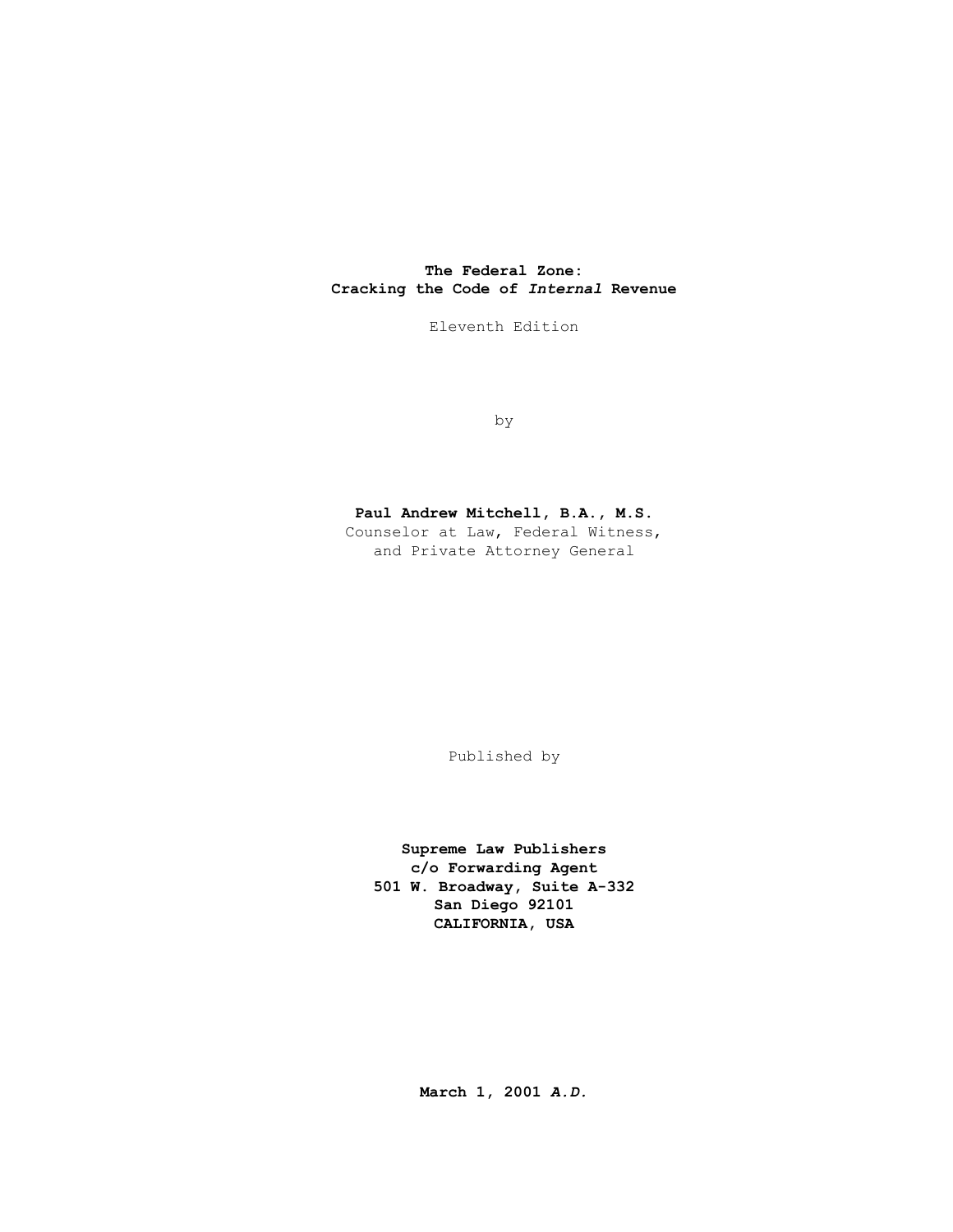# The Federal Zone: Cracking the Code of *Internal* Revenue

Eleventh Edition

by

**Paul Andrew Mitchell, B.A., M.S.**
Counselor at Law, Federal Witness,
and Private Attorney General

Published by

**Supreme Law Publishers**
**c/o Forwarding Agent**
**501 W. Broadway, Suite A-332**
**San Diego 92101**
**CALIFORNIA, USA**

**March 1, 2001 *A.D.***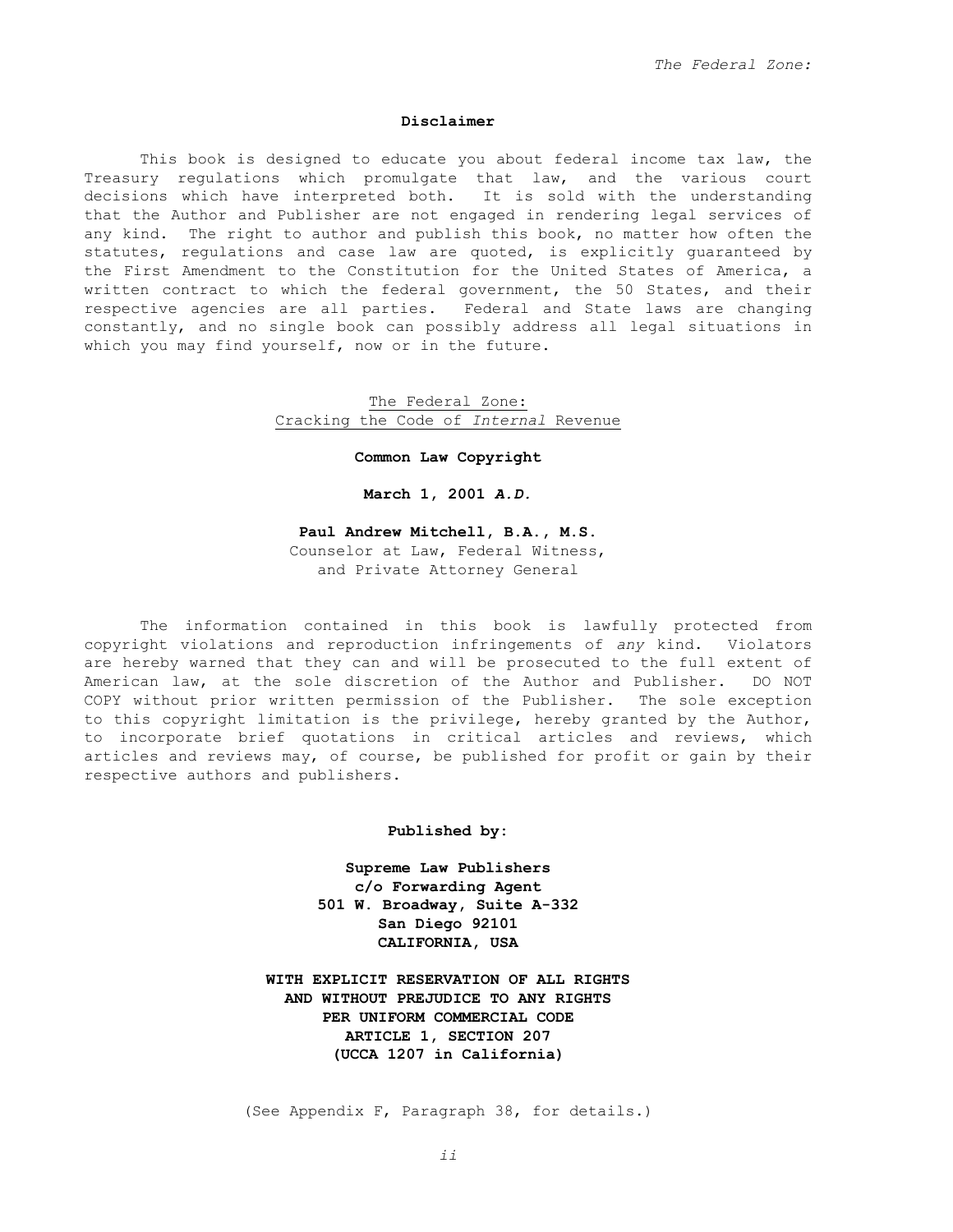**Disclaimer**

This book is designed to educate you about federal income tax law, the Treasury regulations which promulgate that law, and the various court decisions which have interpreted both. It is sold with the understanding that the Author and Publisher are not engaged in rendering legal services of any kind. The right to author and publish this book, no matter how often the statutes, regulations and case law are quoted, is explicitly guaranteed by the First Amendment to the Constitution for the United States of America, a written contract to which the federal government, the 50 States, and their respective agencies are all parties. Federal and State laws are changing constantly, and no single book can possibly address all legal situations in which you may find yourself, now or in the future.

The Federal Zone:
Cracking the Code of *Internal* Revenue

**Common Law Copyright**

**March 1, 2001 *A.D.***

**Paul Andrew Mitchell, B.A., M.S.**
Counselor at Law, Federal Witness,
and Private Attorney General

The information contained in this book is lawfully protected from copyright violations and reproduction infringements of *any* kind. Violators are hereby warned that they can and will be prosecuted to the full extent of American law, at the sole discretion of the Author and Publisher. DO NOT COPY without prior written permission of the Publisher. The sole exception to this copyright limitation is the privilege, hereby granted by the Author, to incorporate brief quotations in critical articles and reviews, which articles and reviews may, of course, be published for profit or gain by their respective authors and publishers.

**Published by:**

**Supreme Law Publishers**
**c/o Forwarding Agent**
**501 W. Broadway, Suite A-332**
**San Diego 92101**
**CALIFORNIA, USA**

**WITH EXPLICIT RESERVATION OF ALL RIGHTS**
**AND WITHOUT PREJUDICE TO ANY RIGHTS**
**PER UNIFORM COMMERCIAL CODE**
**ARTICLE 1, SECTION 207**
**(UCCA 1207 in California)**

(See Appendix F, Paragraph 38, for details.)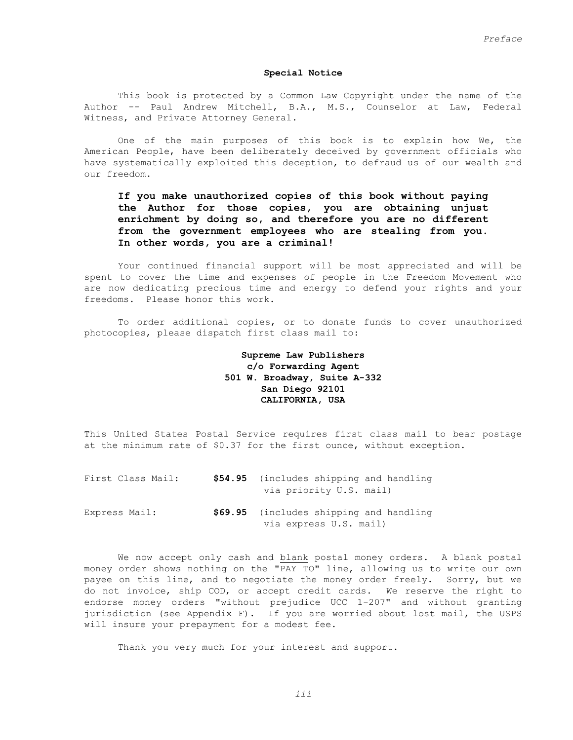## Special Notice

This book is protected by a Common Law Copyright under the name of the Author -- Paul Andrew Mitchell, B.A., M.S., Counselor at Law, Federal Witness, and Private Attorney General.

One of the main purposes of this book is to explain how We, the American People, have been deliberately deceived by government officials who have systematically exploited this deception, to defraud us of our wealth and our freedom.

> **If you make unauthorized copies of this book without paying the Author for those copies, you are obtaining unjust enrichment by doing so, and therefore you are no different from the government employees who are stealing from you. In other words, you are a criminal!**

Your continued financial support will be most appreciated and will be spent to cover the time and expenses of people in the Freedom Movement who are now dedicating precious time and energy to defend your rights and your freedoms. Please honor this work.

To order additional copies, or to donate funds to cover unauthorized photocopies, please dispatch first class mail to:

**Supreme Law Publishers**
**c/o Forwarding Agent**
**501 W. Broadway, Suite A-332**
**San Diego 92101**
**CALIFORNIA, USA**

This United States Postal Service requires first class mail to bear postage at the minimum rate of $0.37 for the first ounce, without exception.

| | | |
|---|---|---|
| First Class Mail: | **$54.95** | (includes shipping and handling via priority U.S. mail) |
| Express Mail: | **$69.95** | (includes shipping and handling via express U.S. mail) |

We now accept only cash and blank postal money orders. A blank postal money order shows nothing on the "PAY TO" line, allowing us to write our own payee on this line, and to negotiate the money order freely. Sorry, but we do not invoice, ship COD, or accept credit cards. We reserve the right to endorse money orders "without prejudice UCC 1-207" and without granting jurisdiction (see Appendix F). If you are worried about lost mail, the USPS will insure your prepayment for a modest fee.

Thank you very much for your interest and support.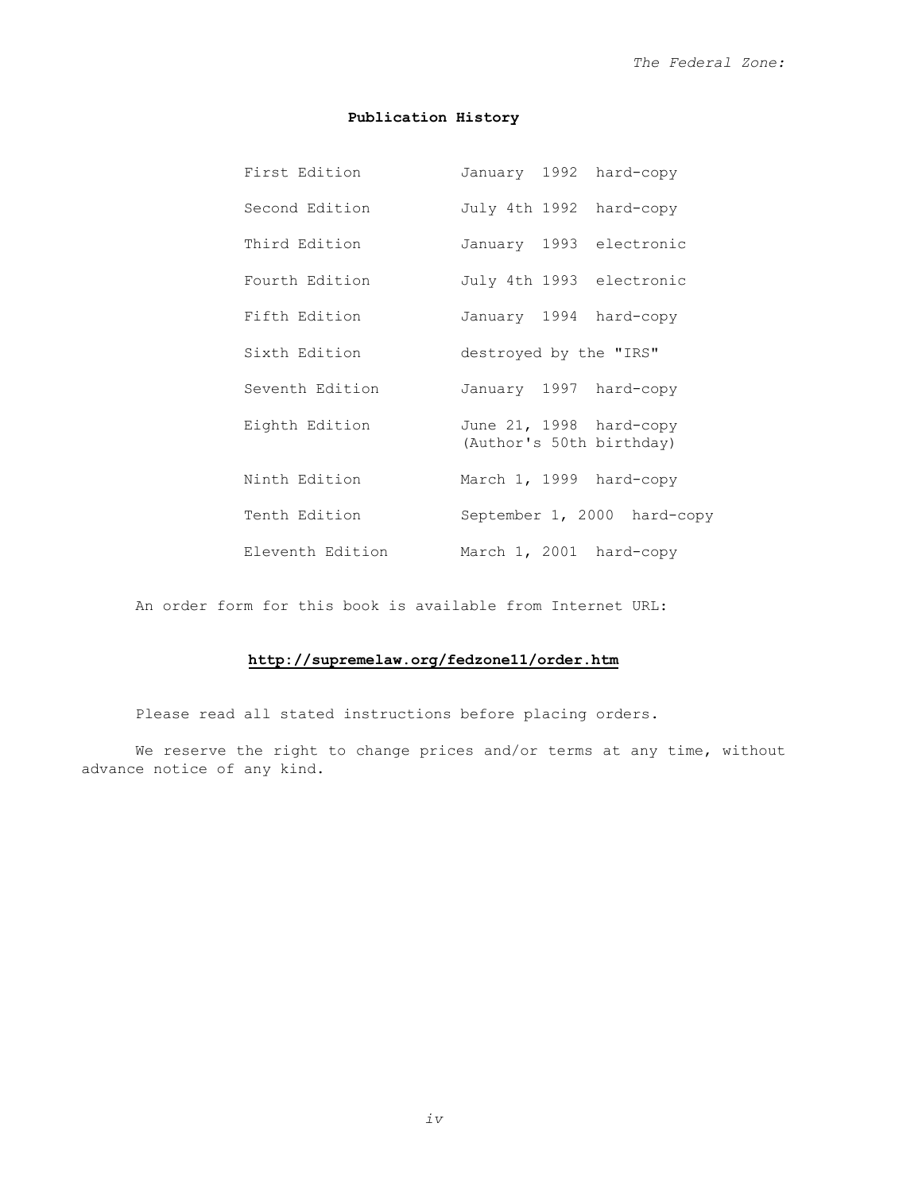## Publication History

| Edition | Date / Format |
|---|---|
| First Edition | January 1992 hard-copy |
| Second Edition | July 4th 1992 hard-copy |
| Third Edition | January 1993 electronic |
| Fourth Edition | July 4th 1993 electronic |
| Fifth Edition | January 1994 hard-copy |
| Sixth Edition | destroyed by the "IRS" |
| Seventh Edition | January 1997 hard-copy |
| Eighth Edition | June 21, 1998 hard-copy (Author's 50th birthday) |
| Ninth Edition | March 1, 1999 hard-copy |
| Tenth Edition | September 1, 2000 hard-copy |
| Eleventh Edition | March 1, 2001 hard-copy |

An order form for this book is available from Internet URL:

**http://supremelaw.org/fedzone11/order.htm**

Please read all stated instructions before placing orders.

We reserve the right to change prices and/or terms at any time, without advance notice of any kind.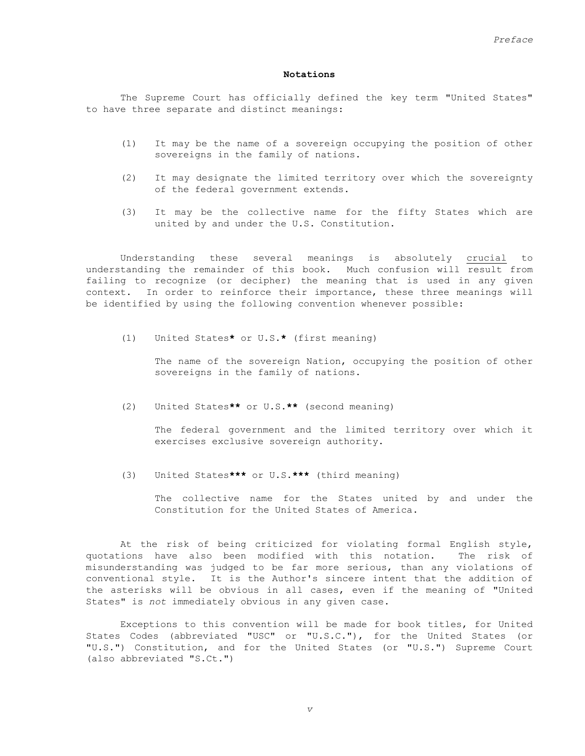## Notations

The Supreme Court has officially defined the key term "United States" to have three separate and distinct meanings:

(1) It may be the name of a sovereign occupying the position of other sovereigns in the family of nations.

(2) It may designate the limited territory over which the sovereignty of the federal government extends.

(3) It may be the collective name for the fifty States which are united by and under the U.S. Constitution.

Understanding these several meanings is absolutely <u>crucial</u> to understanding the remainder of this book. Much confusion will result from failing to recognize (or decipher) the meaning that is used in any given context. In order to reinforce their importance, these three meanings will be identified by using the following convention whenever possible:

(1) United States**\*** or U.S.**\*** (first meaning)

The name of the sovereign Nation, occupying the position of other sovereigns in the family of nations.

(2) United States**\*\*** or U.S.**\*\*** (second meaning)

The federal government and the limited territory over which it exercises exclusive sovereign authority.

(3) United States**\*\*\*** or U.S.**\*\*\*** (third meaning)

The collective name for the States united by and under the Constitution for the United States of America.

At the risk of being criticized for violating formal English style, quotations have also been modified with this notation. The risk of misunderstanding was judged to be far more serious, than any violations of conventional style. It is the Author's sincere intent that the addition of the asterisks will be obvious in all cases, even if the meaning of "United States" is *not* immediately obvious in any given case.

Exceptions to this convention will be made for book titles, for United States Codes (abbreviated "USC" or "U.S.C."), for the United States (or "U.S.") Constitution, and for the United States (or "U.S.") Supreme Court (also abbreviated "S.Ct.")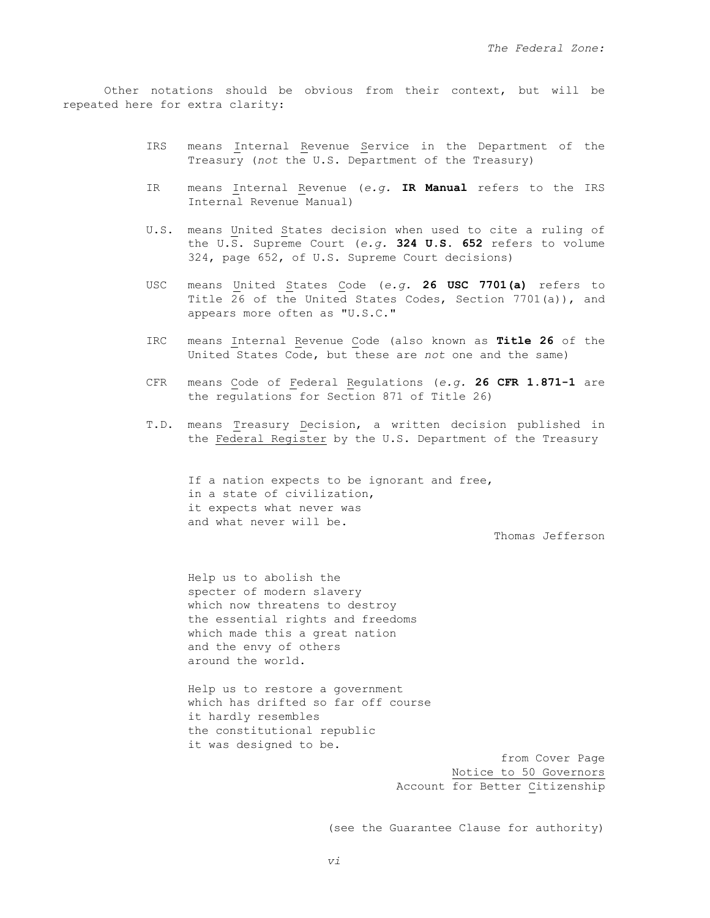Other notations should be obvious from their context, but will be repeated here for extra clarity:

- IRS means Internal Revenue Service in the Department of the Treasury (*not* the U.S. Department of the Treasury)

- IR means Internal Revenue (*e.g.* **IR Manual** refers to the IRS Internal Revenue Manual)

- U.S. means United States decision when used to cite a ruling of the U.S. Supreme Court (*e.g.* **324 U.S. 652** refers to volume 324, page 652, of U.S. Supreme Court decisions)

- USC means United States Code (*e.g.* **26 USC 7701(a)** refers to Title 26 of the United States Codes, Section 7701(a)), and appears more often as "U.S.C."

- IRC means Internal Revenue Code (also known as **Title 26** of the United States Code, but these are *not* one and the same)

- CFR means Code of Federal Regulations (*e.g.* **26 CFR 1.871-1** are the regulations for Section 871 of Title 26)

- T.D. means Treasury Decision, a written decision published in the Federal Register by the U.S. Department of the Treasury

> If a nation expects to be ignorant and free,
> in a state of civilization,
> it expects what never was
> and what never will be.
>
> Thomas Jefferson

> Help us to abolish the
> specter of modern slavery
> which now threatens to destroy
> the essential rights and freedoms
> which made this a great nation
> and the envy of others
> around the world.
>
> Help us to restore a government
> which has drifted so far off course
> it hardly resembles
> the constitutional republic
> it was designed to be.
>
> from Cover Page
> Notice to 50 Governors
> Account for Better Citizenship

(see the Guarantee Clause for authority)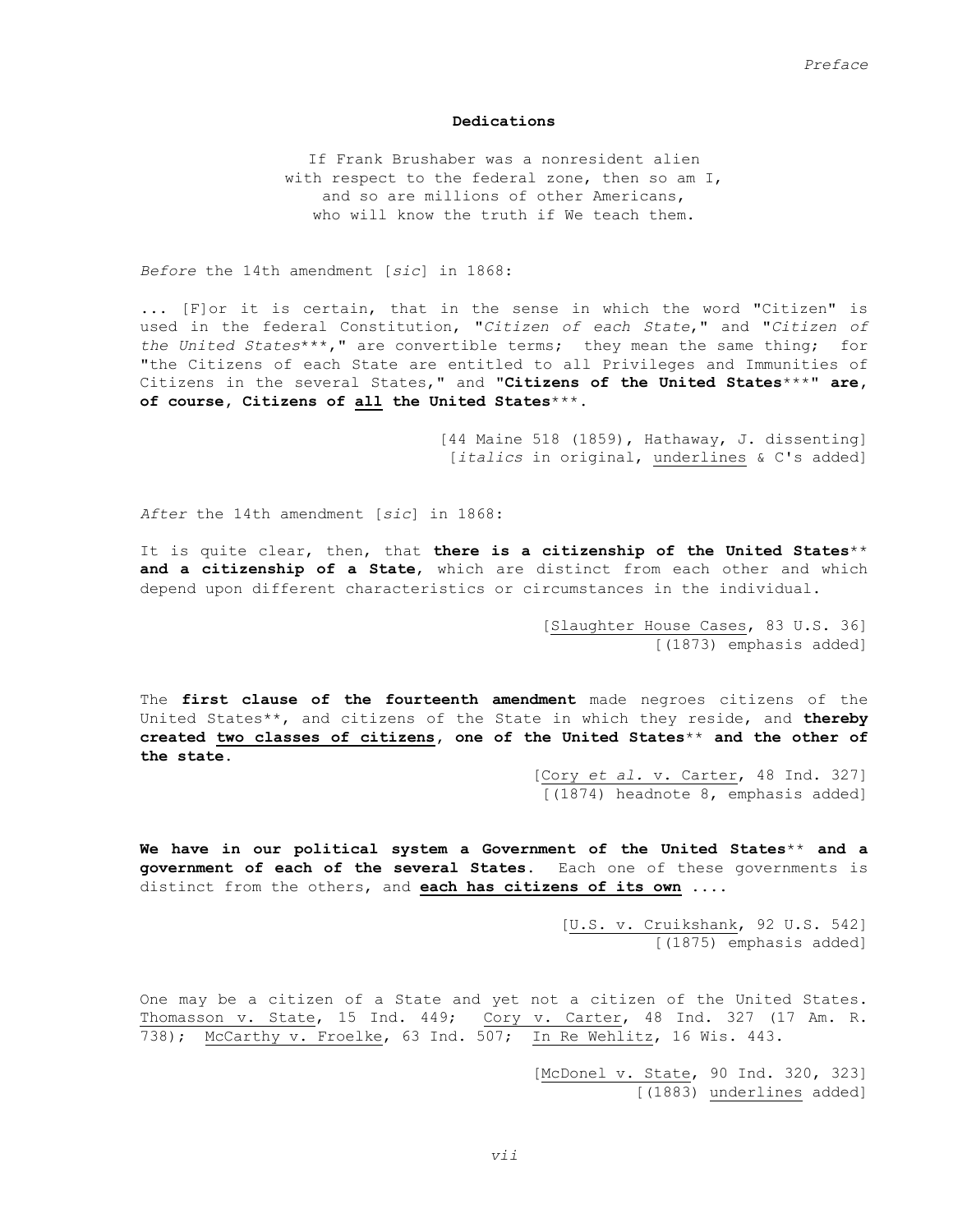## Dedications

If Frank Brushaber was a nonresident alien
with respect to the federal zone, then so am I,
and so are millions of other Americans,
who will know the truth if We teach them.

*Before* the 14th amendment [*sic*] in 1868:

... [F]or it is certain, that in the sense in which the word "Citizen" is used in the federal Constitution, "*Citizen of each State*," and "*Citizen of the United States****," are convertible terms; they mean the same thing; for "the Citizens of each State are entitled to all Privileges and Immunities of Citizens in the several States," and **"Citizens of the United States***" are, of course, Citizens of <u>all</u> the United States*****.

[44 Maine 518 (1859), Hathaway, J. dissenting]
[*italics* in original, <u>underlines</u> & C's added]

*After* the 14th amendment [*sic*] in 1868:

It is quite clear, then, that **there is a citizenship of the United States** and a citizenship of a State**, which are distinct from each other and which depend upon different characteristics or circumstances in the individual.

[<u>Slaughter House Cases</u>, 83 U.S. 36]
[(1873) emphasis added]

The **first clause of the fourteenth amendment** made negroes citizens of the United States**, and citizens of the State in which they reside, and **thereby created <u>two classes of citizens</u>, one of the United States** and the other of the state.**

[<u>Cory *et al.* v. Carter</u>, 48 Ind. 327]
[(1874) headnote 8, emphasis added]

**We have in our political system a Government of the United States** and a government of each of the several States.** Each one of these governments is distinct from the others, and **<u>each has citizens of its own</u>** ....

[<u>U.S. v. Cruikshank</u>, 92 U.S. 542]
[(1875) emphasis added]

One may be a citizen of a State and yet not a citizen of the United States. <u>Thomasson v. State</u>, 15 Ind. 449; <u>Cory v. Carter</u>, 48 Ind. 327 (17 Am. R. 738); <u>McCarthy v. Froelke</u>, 63 Ind. 507; <u>In Re Wehlitz</u>, 16 Wis. 443.

[<u>McDonel v. State</u>, 90 Ind. 320, 323]
[(1883) <u>underlines</u> added]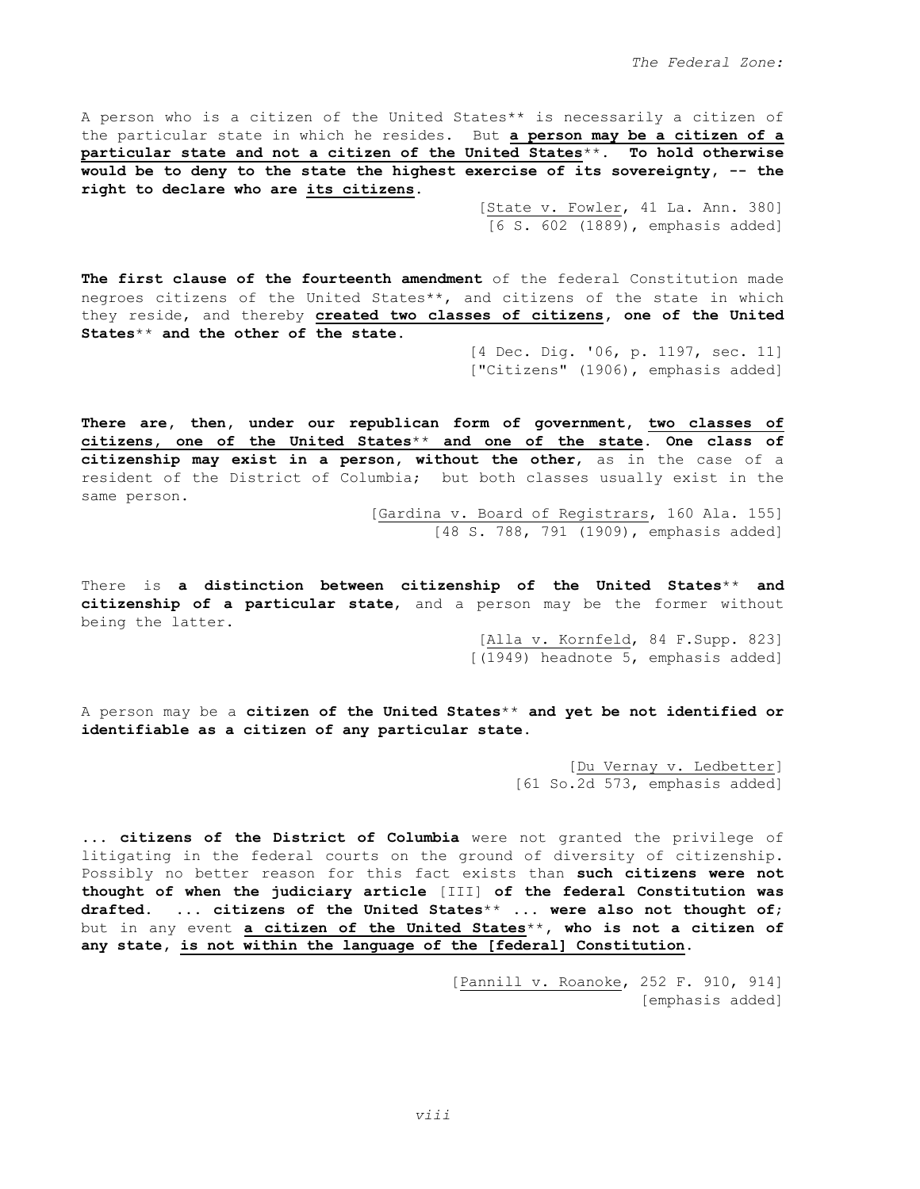A person who is a citizen of the United States** is necessarily a citizen of the particular state in which he resides. But **a person may be a citizen of a particular state and not a citizen of the United States**. To hold otherwise would be to deny to the state the highest exercise of its sovereignty, -- the right to declare who are its citizens.**

[State v. Fowler, 41 La. Ann. 380]
[6 S. 602 (1889), emphasis added]

**The first clause of the fourteenth amendment** of the federal Constitution made negroes citizens of the United States**, and citizens of the state in which they reside, and thereby **created two classes of citizens, one of the United States** and the other of the state.**

[4 Dec. Dig. '06, p. 1197, sec. 11]
["Citizens" (1906), emphasis added]

**There are, then, under our republican form of government, two classes of citizens, one of the United States** and one of the state. One class of citizenship may exist in a person, without the other**, as in the case of a resident of the District of Columbia; but both classes usually exist in the same person.

[Gardina v. Board of Registrars, 160 Ala. 155]
[48 S. 788, 791 (1909), emphasis added]

There is **a distinction between citizenship of the United States** and citizenship of a particular state**, and a person may be the former without being the latter.

[Alla v. Kornfeld, 84 F.Supp. 823]
[(1949) headnote 5, emphasis added]

A person may be a **citizen of the United States** and yet be not identified or identifiable as a citizen of any particular state.**

[Du Vernay v. Ledbetter]
[61 So.2d 573, emphasis added]

**... citizens of the District of Columbia** were not granted the privilege of litigating in the federal courts on the ground of diversity of citizenship. Possibly no better reason for this fact exists than **such citizens were not thought of when the judiciary article** [III] **of the federal Constitution was drafted. ... citizens of the United States** ... were also not thought of;** but in any event **a citizen of the United States**, who is not a citizen of any state, is not within the language of the [federal] Constitution.**

[Pannill v. Roanoke, 252 F. 910, 914]
[emphasis added]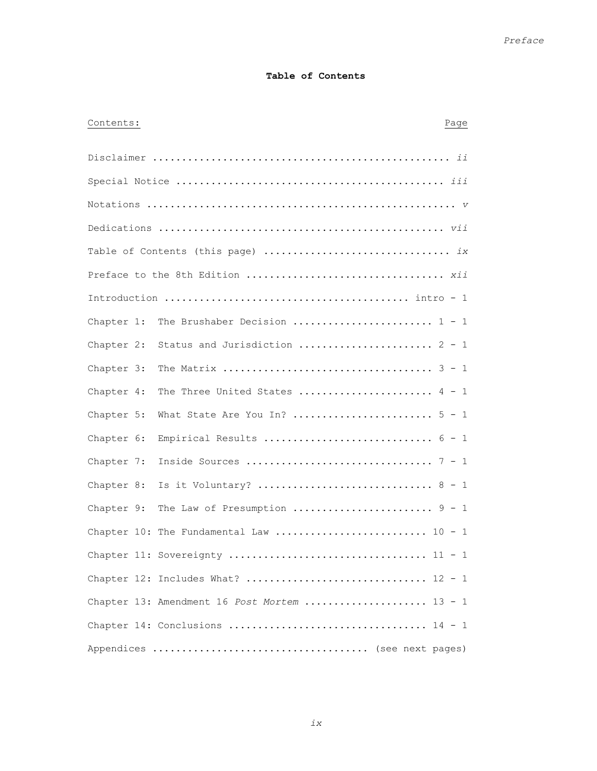**Table of Contents**

| Contents: | Page |
|---|---|
| Disclaimer | *ii* |
| Special Notice | *iii* |
| Notations | *v* |
| Dedications | *vii* |
| Table of Contents (this page) | *ix* |
| Preface to the 8th Edition | *xii* |
| Introduction | intro - 1 |
| Chapter 1: The Brushaber Decision | 1 - 1 |
| Chapter 2: Status and Jurisdiction | 2 - 1 |
| Chapter 3: The Matrix | 3 - 1 |
| Chapter 4: The Three United States | 4 - 1 |
| Chapter 5: What State Are You In? | 5 - 1 |
| Chapter 6: Empirical Results | 6 - 1 |
| Chapter 7: Inside Sources | 7 - 1 |
| Chapter 8: Is it Voluntary? | 8 - 1 |
| Chapter 9: The Law of Presumption | 9 - 1 |
| Chapter 10: The Fundamental Law | 10 - 1 |
| Chapter 11: Sovereignty | 11 - 1 |
| Chapter 12: Includes What? | 12 - 1 |
| Chapter 13: Amendment 16 *Post Mortem* | 13 - 1 |
| Chapter 14: Conclusions | 14 - 1 |
| Appendices | (see next pages) |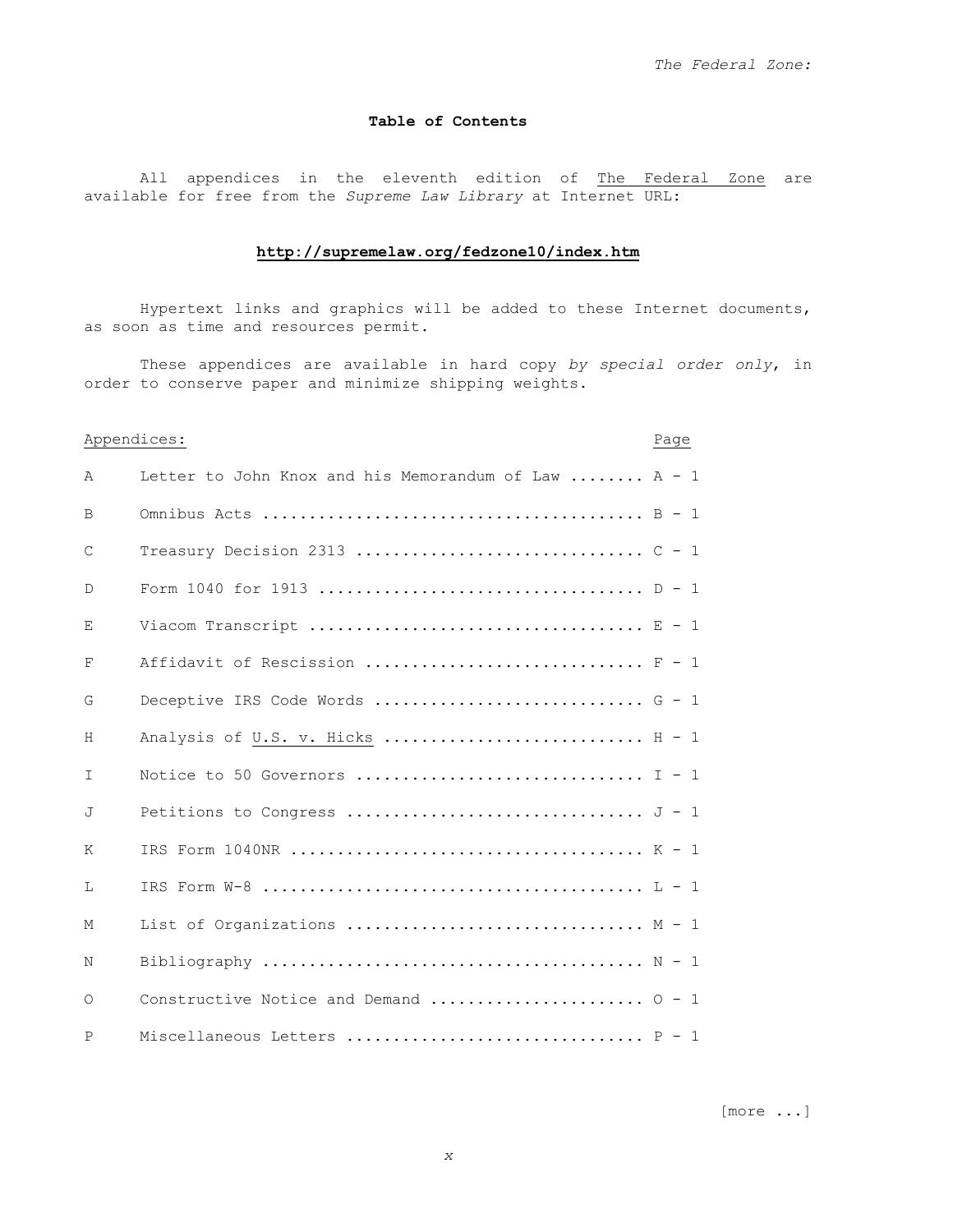# Table of Contents

All appendices in the eleventh edition of The Federal Zone are available for free from the *Supreme Law Library* at Internet URL:

**http://supremelaw.org/fedzone10/index.htm**

Hypertext links and graphics will be added to these Internet documents, as soon as time and resources permit.

These appendices are available in hard copy *by special order only*, in order to conserve paper and minimize shipping weights.

| Appendices: | | Page |
|---|---|---|
| A | Letter to John Knox and his Memorandum of Law | A - 1 |
| B | Omnibus Acts | B - 1 |
| C | Treasury Decision 2313 | C - 1 |
| D | Form 1040 for 1913 | D - 1 |
| E | Viacom Transcript | E - 1 |
| F | Affidavit of Rescission | F - 1 |
| G | Deceptive IRS Code Words | G - 1 |
| H | Analysis of U.S. v. Hicks | H - 1 |
| I | Notice to 50 Governors | I - 1 |
| J | Petitions to Congress | J - 1 |
| K | IRS Form 1040NR | K - 1 |
| L | IRS Form W-8 | L - 1 |
| M | List of Organizations | M - 1 |
| N | Bibliography | N - 1 |
| O | Constructive Notice and Demand | O - 1 |
| P | Miscellaneous Letters | P - 1 |

[more ...]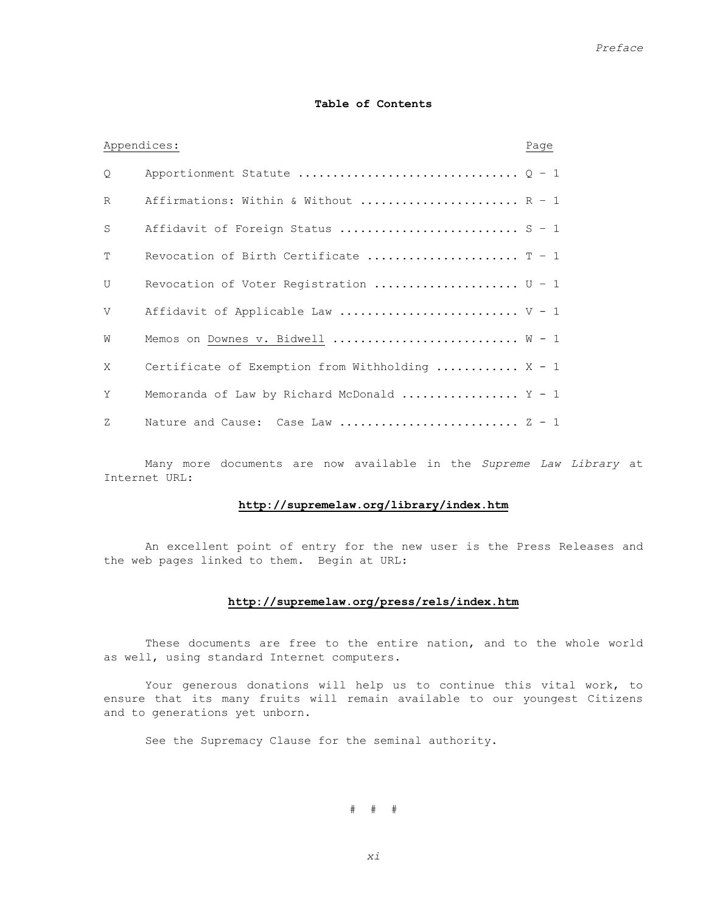**Table of Contents**

| Appendices: | | Page |
|---|---|---|
| Q | Apportionment Statute | Q – 1 |
| R | Affirmations: Within & Without | R – 1 |
| S | Affidavit of Foreign Status | S – 1 |
| T | Revocation of Birth Certificate | T – 1 |
| U | Revocation of Voter Registration | U – 1 |
| V | Affidavit of Applicable Law | V - 1 |
| W | Memos on Downes v. Bidwell | W - 1 |
| X | Certificate of Exemption from Withholding | X - 1 |
| Y | Memoranda of Law by Richard McDonald | Y - 1 |
| Z | Nature and Cause: Case Law | Z - 1 |

Many more documents are now available in the *Supreme Law Library* at Internet URL:

**http://supremelaw.org/library/index.htm**

An excellent point of entry for the new user is the Press Releases and the web pages linked to them. Begin at URL:

**http://supremelaw.org/press/rels/index.htm**

These documents are free to the entire nation, and to the whole world as well, using standard Internet computers.

Your generous donations will help us to continue this vital work, to ensure that its many fruits will remain available to our youngest Citizens and to generations yet unborn.

See the Supremacy Clause for the seminal authority.

# # #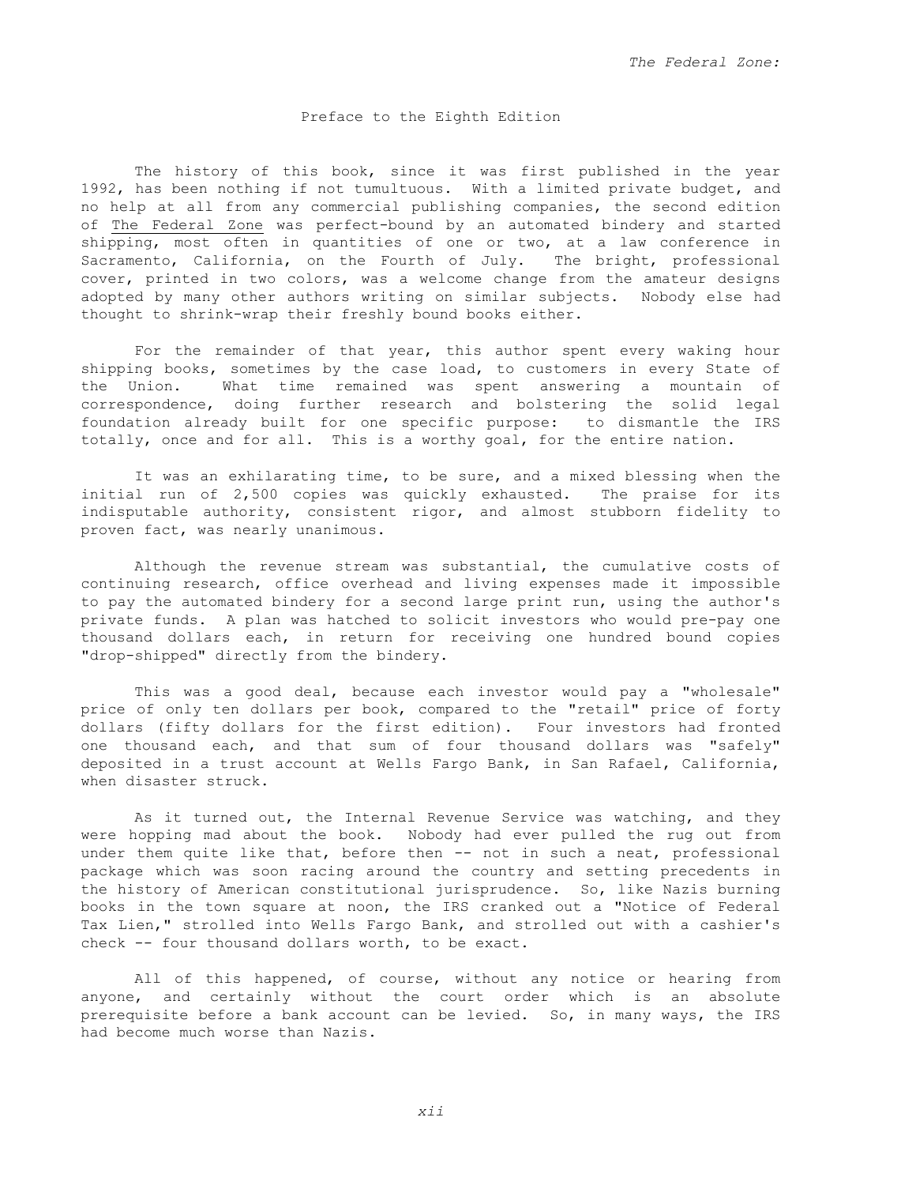## Preface to the Eighth Edition

The history of this book, since it was first published in the year 1992, has been nothing if not tumultuous. With a limited private budget, and no help at all from any commercial publishing companies, the second edition of The Federal Zone was perfect-bound by an automated bindery and started shipping, most often in quantities of one or two, at a law conference in Sacramento, California, on the Fourth of July. The bright, professional cover, printed in two colors, was a welcome change from the amateur designs adopted by many other authors writing on similar subjects. Nobody else had thought to shrink-wrap their freshly bound books either.

For the remainder of that year, this author spent every waking hour shipping books, sometimes by the case load, to customers in every State of the Union. What time remained was spent answering a mountain of correspondence, doing further research and bolstering the solid legal foundation already built for one specific purpose: to dismantle the IRS totally, once and for all. This is a worthy goal, for the entire nation.

It was an exhilarating time, to be sure, and a mixed blessing when the initial run of 2,500 copies was quickly exhausted. The praise for its indisputable authority, consistent rigor, and almost stubborn fidelity to proven fact, was nearly unanimous.

Although the revenue stream was substantial, the cumulative costs of continuing research, office overhead and living expenses made it impossible to pay the automated bindery for a second large print run, using the author's private funds. A plan was hatched to solicit investors who would pre-pay one thousand dollars each, in return for receiving one hundred bound copies "drop-shipped" directly from the bindery.

This was a good deal, because each investor would pay a "wholesale" price of only ten dollars per book, compared to the "retail" price of forty dollars (fifty dollars for the first edition). Four investors had fronted one thousand each, and that sum of four thousand dollars was "safely" deposited in a trust account at Wells Fargo Bank, in San Rafael, California, when disaster struck.

As it turned out, the Internal Revenue Service was watching, and they were hopping mad about the book. Nobody had ever pulled the rug out from under them quite like that, before then -- not in such a neat, professional package which was soon racing around the country and setting precedents in the history of American constitutional jurisprudence. So, like Nazis burning books in the town square at noon, the IRS cranked out a "Notice of Federal Tax Lien," strolled into Wells Fargo Bank, and strolled out with a cashier's check -- four thousand dollars worth, to be exact.

All of this happened, of course, without any notice or hearing from anyone, and certainly without the court order which is an absolute prerequisite before a bank account can be levied. So, in many ways, the IRS had become much worse than Nazis.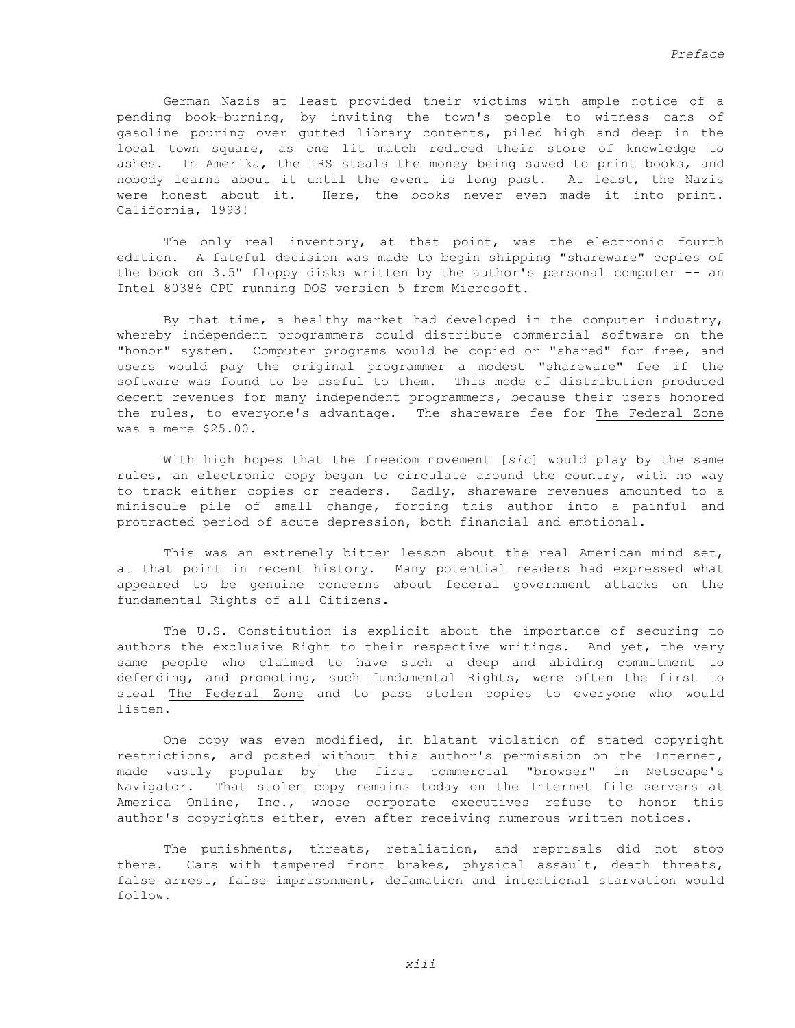German Nazis at least provided their victims with ample notice of a pending book-burning, by inviting the town's people to witness cans of gasoline pouring over gutted library contents, piled high and deep in the local town square, as one lit match reduced their store of knowledge to ashes. In Amerika, the IRS steals the money being saved to print books, and nobody learns about it until the event is long past. At least, the Nazis were honest about it. Here, the books never even made it into print. California, 1993!

The only real inventory, at that point, was the electronic fourth edition. A fateful decision was made to begin shipping "shareware" copies of the book on 3.5" floppy disks written by the author's personal computer -- an Intel 80386 CPU running DOS version 5 from Microsoft.

By that time, a healthy market had developed in the computer industry, whereby independent programmers could distribute commercial software on the "honor" system. Computer programs would be copied or "shared" for free, and users would pay the original programmer a modest "shareware" fee if the software was found to be useful to them. This mode of distribution produced decent revenues for many independent programmers, because their users honored the rules, to everyone's advantage. The shareware fee for <u>The Federal Zone</u> was a mere $25.00.

With high hopes that the freedom movement [*sic*] would play by the same rules, an electronic copy began to circulate around the country, with no way to track either copies or readers. Sadly, shareware revenues amounted to a miniscule pile of small change, forcing this author into a painful and protracted period of acute depression, both financial and emotional.

This was an extremely bitter lesson about the real American mind set, at that point in recent history. Many potential readers had expressed what appeared to be genuine concerns about federal government attacks on the fundamental Rights of all Citizens.

The U.S. Constitution is explicit about the importance of securing to authors the exclusive Right to their respective writings. And yet, the very same people who claimed to have such a deep and abiding commitment to defending, and promoting, such fundamental Rights, were often the first to steal <u>The Federal Zone</u> and to pass stolen copies to everyone who would listen.

One copy was even modified, in blatant violation of stated copyright restrictions, and posted <u>without</u> this author's permission on the Internet, made vastly popular by the first commercial "browser" in Netscape's Navigator. That stolen copy remains today on the Internet file servers at America Online, Inc., whose corporate executives refuse to honor this author's copyrights either, even after receiving numerous written notices.

The punishments, threats, retaliation, and reprisals did not stop there. Cars with tampered front brakes, physical assault, death threats, false arrest, false imprisonment, defamation and intentional starvation would follow.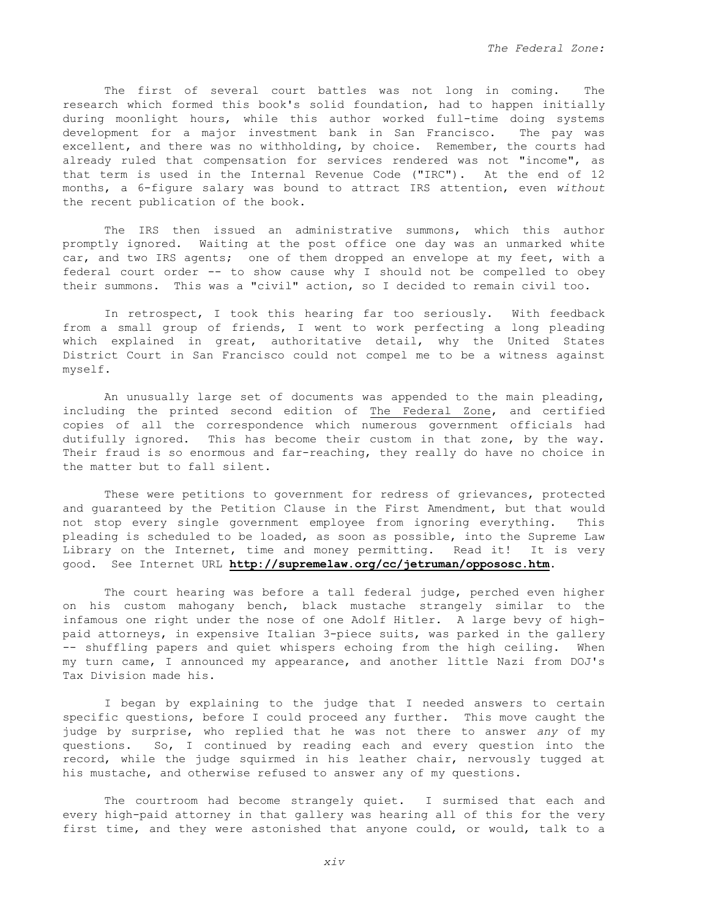The first of several court battles was not long in coming. The research which formed this book's solid foundation, had to happen initially during moonlight hours, while this author worked full-time doing systems development for a major investment bank in San Francisco. The pay was excellent, and there was no withholding, by choice. Remember, the courts had already ruled that compensation for services rendered was not "income", as that term is used in the Internal Revenue Code ("IRC"). At the end of 12 months, a 6-figure salary was bound to attract IRS attention, even *without* the recent publication of the book.

The IRS then issued an administrative summons, which this author promptly ignored. Waiting at the post office one day was an unmarked white car, and two IRS agents; one of them dropped an envelope at my feet, with a federal court order -- to show cause why I should not be compelled to obey their summons. This was a "civil" action, so I decided to remain civil too.

In retrospect, I took this hearing far too seriously. With feedback from a small group of friends, I went to work perfecting a long pleading which explained in great, authoritative detail, why the United States District Court in San Francisco could not compel me to be a witness against myself.

An unusually large set of documents was appended to the main pleading, including the printed second edition of <u>The Federal Zone</u>, and certified copies of all the correspondence which numerous government officials had dutifully ignored. This has become their custom in that zone, by the way. Their fraud is so enormous and far-reaching, they really do have no choice in the matter but to fall silent.

These were petitions to government for redress of grievances, protected and guaranteed by the Petition Clause in the First Amendment, but that would not stop every single government employee from ignoring everything. This pleading is scheduled to be loaded, as soon as possible, into the Supreme Law Library on the Internet, time and money permitting. Read it! It is very good. See Internet URL **http://supremelaw.org/cc/jetruman/opposcs.htm**.

The court hearing was before a tall federal judge, perched even higher on his custom mahogany bench, black mustache strangely similar to the infamous one right under the nose of one Adolf Hitler. A large bevy of high-paid attorneys, in expensive Italian 3-piece suits, was parked in the gallery -- shuffling papers and quiet whispers echoing from the high ceiling. When my turn came, I announced my appearance, and another little Nazi from DOJ's Tax Division made his.

I began by explaining to the judge that I needed answers to certain specific questions, before I could proceed any further. This move caught the judge by surprise, who replied that he was not there to answer *any* of my questions. So, I continued by reading each and every question into the record, while the judge squirmed in his leather chair, nervously tugged at his mustache, and otherwise refused to answer any of my questions.

The courtroom had become strangely quiet. I surmised that each and every high-paid attorney in that gallery was hearing all of this for the very first time, and they were astonished that anyone could, or would, talk to a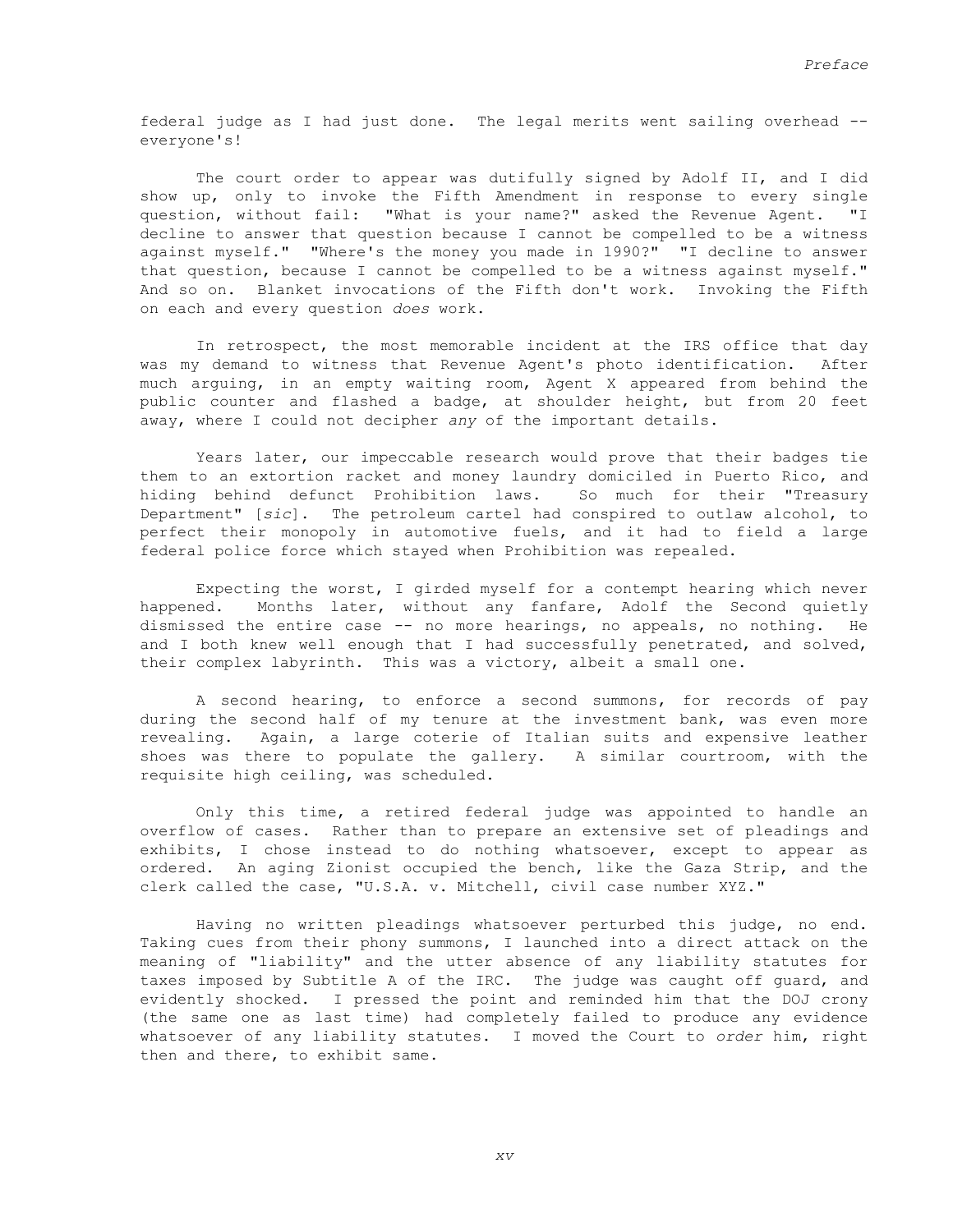federal judge as I had just done. The legal merits went sailing overhead -- everyone's!

The court order to appear was dutifully signed by Adolf II, and I did show up, only to invoke the Fifth Amendment in response to every single question, without fail: "What is your name?" asked the Revenue Agent. "I decline to answer that question because I cannot be compelled to be a witness against myself." "Where's the money you made in 1990?" "I decline to answer that question, because I cannot be compelled to be a witness against myself." And so on. Blanket invocations of the Fifth don't work. Invoking the Fifth on each and every question *does* work.

In retrospect, the most memorable incident at the IRS office that day was my demand to witness that Revenue Agent's photo identification. After much arguing, in an empty waiting room, Agent X appeared from behind the public counter and flashed a badge, at shoulder height, but from 20 feet away, where I could not decipher *any* of the important details.

Years later, our impeccable research would prove that their badges tie them to an extortion racket and money laundry domiciled in Puerto Rico, and hiding behind defunct Prohibition laws. So much for their "Treasury Department" [*sic*]. The petroleum cartel had conspired to outlaw alcohol, to perfect their monopoly in automotive fuels, and it had to field a large federal police force which stayed when Prohibition was repealed.

Expecting the worst, I girded myself for a contempt hearing which never happened. Months later, without any fanfare, Adolf the Second quietly dismissed the entire case -- no more hearings, no appeals, no nothing. He and I both knew well enough that I had successfully penetrated, and solved, their complex labyrinth. This was a victory, albeit a small one.

A second hearing, to enforce a second summons, for records of pay during the second half of my tenure at the investment bank, was even more revealing. Again, a large coterie of Italian suits and expensive leather shoes was there to populate the gallery. A similar courtroom, with the requisite high ceiling, was scheduled.

Only this time, a retired federal judge was appointed to handle an overflow of cases. Rather than to prepare an extensive set of pleadings and exhibits, I chose instead to do nothing whatsoever, except to appear as ordered. An aging Zionist occupied the bench, like the Gaza Strip, and the clerk called the case, "U.S.A. v. Mitchell, civil case number XYZ."

Having no written pleadings whatsoever perturbed this judge, no end. Taking cues from their phony summons, I launched into a direct attack on the meaning of "liability" and the utter absence of any liability statutes for taxes imposed by Subtitle A of the IRC. The judge was caught off guard, and evidently shocked. I pressed the point and reminded him that the DOJ crony (the same one as last time) had completely failed to produce any evidence whatsoever of any liability statutes. I moved the Court to *order* him, right then and there, to exhibit same.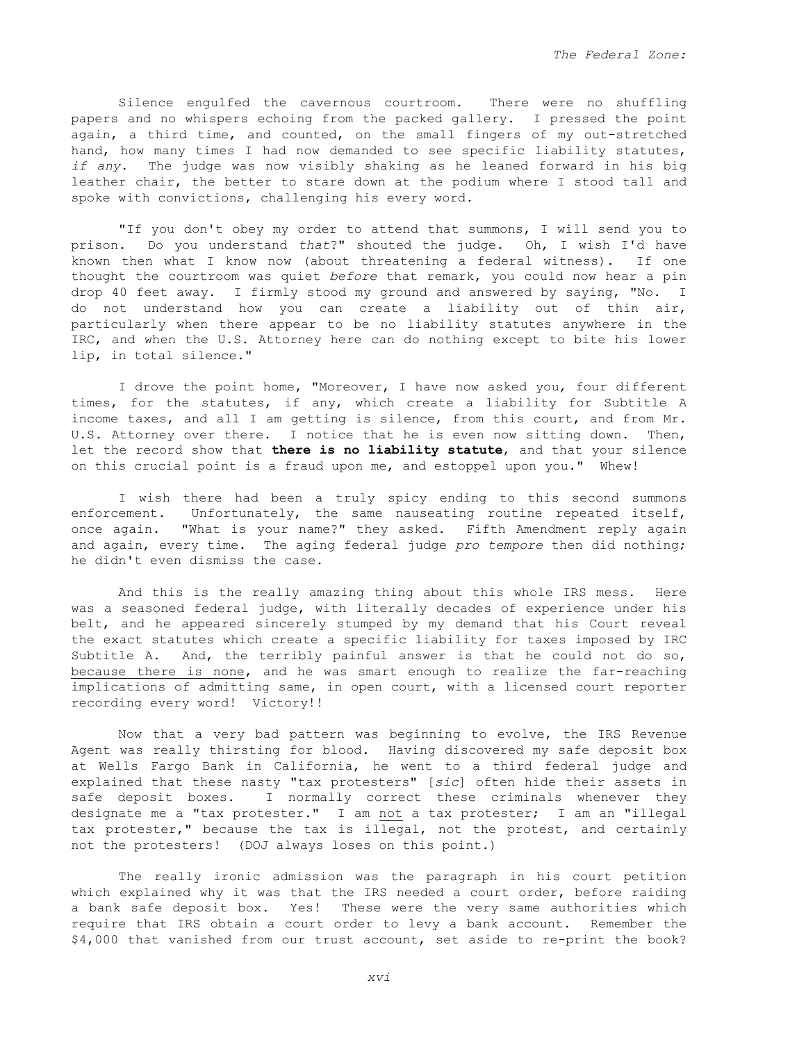Silence engulfed the cavernous courtroom. There were no shuffling papers and no whispers echoing from the packed gallery. I pressed the point again, a third time, and counted, on the small fingers of my out-stretched hand, how many times I had now demanded to see specific liability statutes, *if any*. The judge was now visibly shaking as he leaned forward in his big leather chair, the better to stare down at the podium where I stood tall and spoke with convictions, challenging his every word.

"If you don't obey my order to attend that summons, I will send you to prison. Do you understand *that*?" shouted the judge. Oh, I wish I'd have known then what I know now (about threatening a federal witness). If one thought the courtroom was quiet *before* that remark, you could now hear a pin drop 40 feet away. I firmly stood my ground and answered by saying, "No. I do not understand how you can create a liability out of thin air, particularly when there appear to be no liability statutes anywhere in the IRC, and when the U.S. Attorney here can do nothing except to bite his lower lip, in total silence."

I drove the point home, "Moreover, I have now asked you, four different times, for the statutes, if any, which create a liability for Subtitle A income taxes, and all I am getting is silence, from this court, and from Mr. U.S. Attorney over there. I notice that he is even now sitting down. Then, let the record show that **there is no liability statute**, and that your silence on this crucial point is a fraud upon me, and estoppel upon you." Whew!

I wish there had been a truly spicy ending to this second summons enforcement. Unfortunately, the same nauseating routine repeated itself, once again. "What is your name?" they asked. Fifth Amendment reply again and again, every time. The aging federal judge *pro tempore* then did nothing; he didn't even dismiss the case.

And this is the really amazing thing about this whole IRS mess. Here was a seasoned federal judge, with literally decades of experience under his belt, and he appeared sincerely stumped by my demand that his Court reveal the exact statutes which create a specific liability for taxes imposed by IRC Subtitle A. And, the terribly painful answer is that he could not do so, <u>because there is none</u>, and he was smart enough to realize the far-reaching implications of admitting same, in open court, with a licensed court reporter recording every word! Victory!!

Now that a very bad pattern was beginning to evolve, the IRS Revenue Agent was really thirsting for blood. Having discovered my safe deposit box at Wells Fargo Bank in California, he went to a third federal judge and explained that these nasty "tax protesters" [*sic*] often hide their assets in safe deposit boxes. I normally correct these criminals whenever they designate me a "tax protester." I am <u>not</u> a tax protester; I am an "illegal tax protester," because the tax is illegal, not the protest, and certainly not the protesters! (DOJ always loses on this point.)

The really ironic admission was the paragraph in his court petition which explained why it was that the IRS needed a court order, before raiding a bank safe deposit box. Yes! These were the very same authorities which require that IRS obtain a court order to levy a bank account. Remember the $4,000 that vanished from our trust account, set aside to re-print the book?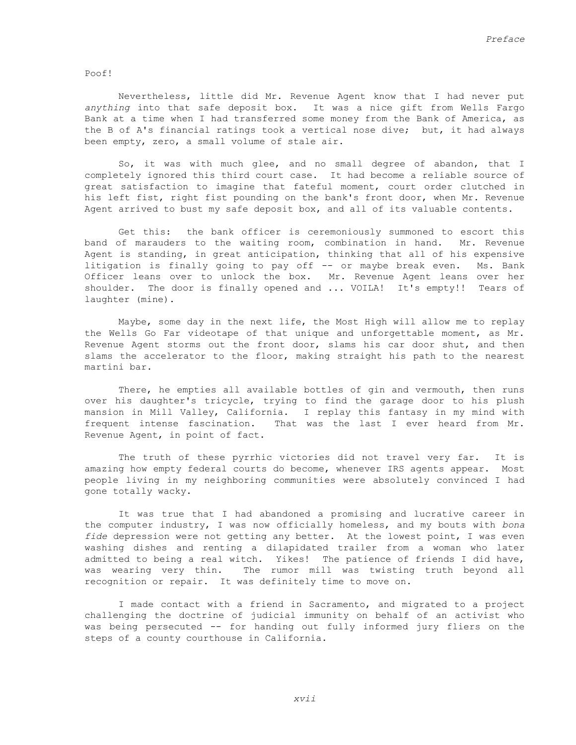Poof!

Nevertheless, little did Mr. Revenue Agent know that I had never put *anything* into that safe deposit box. It was a nice gift from Wells Fargo Bank at a time when I had transferred some money from the Bank of America, as the B of A's financial ratings took a vertical nose dive; but, it had always been empty, zero, a small volume of stale air.

So, it was with much glee, and no small degree of abandon, that I completely ignored this third court case. It had become a reliable source of great satisfaction to imagine that fateful moment, court order clutched in his left fist, right fist pounding on the bank's front door, when Mr. Revenue Agent arrived to bust my safe deposit box, and all of its valuable contents.

Get this: the bank officer is ceremoniously summoned to escort this band of marauders to the waiting room, combination in hand. Mr. Revenue Agent is standing, in great anticipation, thinking that all of his expensive litigation is finally going to pay off -- or maybe break even. Ms. Bank Officer leans over to unlock the box. Mr. Revenue Agent leans over her shoulder. The door is finally opened and ... VOILA! It's empty!! Tears of laughter (mine).

Maybe, some day in the next life, the Most High will allow me to replay the Wells Go Far videotape of that unique and unforgettable moment, as Mr. Revenue Agent storms out the front door, slams his car door shut, and then slams the accelerator to the floor, making straight his path to the nearest martini bar.

There, he empties all available bottles of gin and vermouth, then runs over his daughter's tricycle, trying to find the garage door to his plush mansion in Mill Valley, California. I replay this fantasy in my mind with frequent intense fascination. That was the last I ever heard from Mr. Revenue Agent, in point of fact.

The truth of these pyrrhic victories did not travel very far. It is amazing how empty federal courts do become, whenever IRS agents appear. Most people living in my neighboring communities were absolutely convinced I had gone totally wacky.

It was true that I had abandoned a promising and lucrative career in the computer industry, I was now officially homeless, and my bouts with *bona fide* depression were not getting any better. At the lowest point, I was even washing dishes and renting a dilapidated trailer from a woman who later admitted to being a real witch. Yikes! The patience of friends I did have, was wearing very thin. The rumor mill was twisting truth beyond all recognition or repair. It was definitely time to move on.

I made contact with a friend in Sacramento, and migrated to a project challenging the doctrine of judicial immunity on behalf of an activist who was being persecuted -- for handing out fully informed jury fliers on the steps of a county courthouse in California.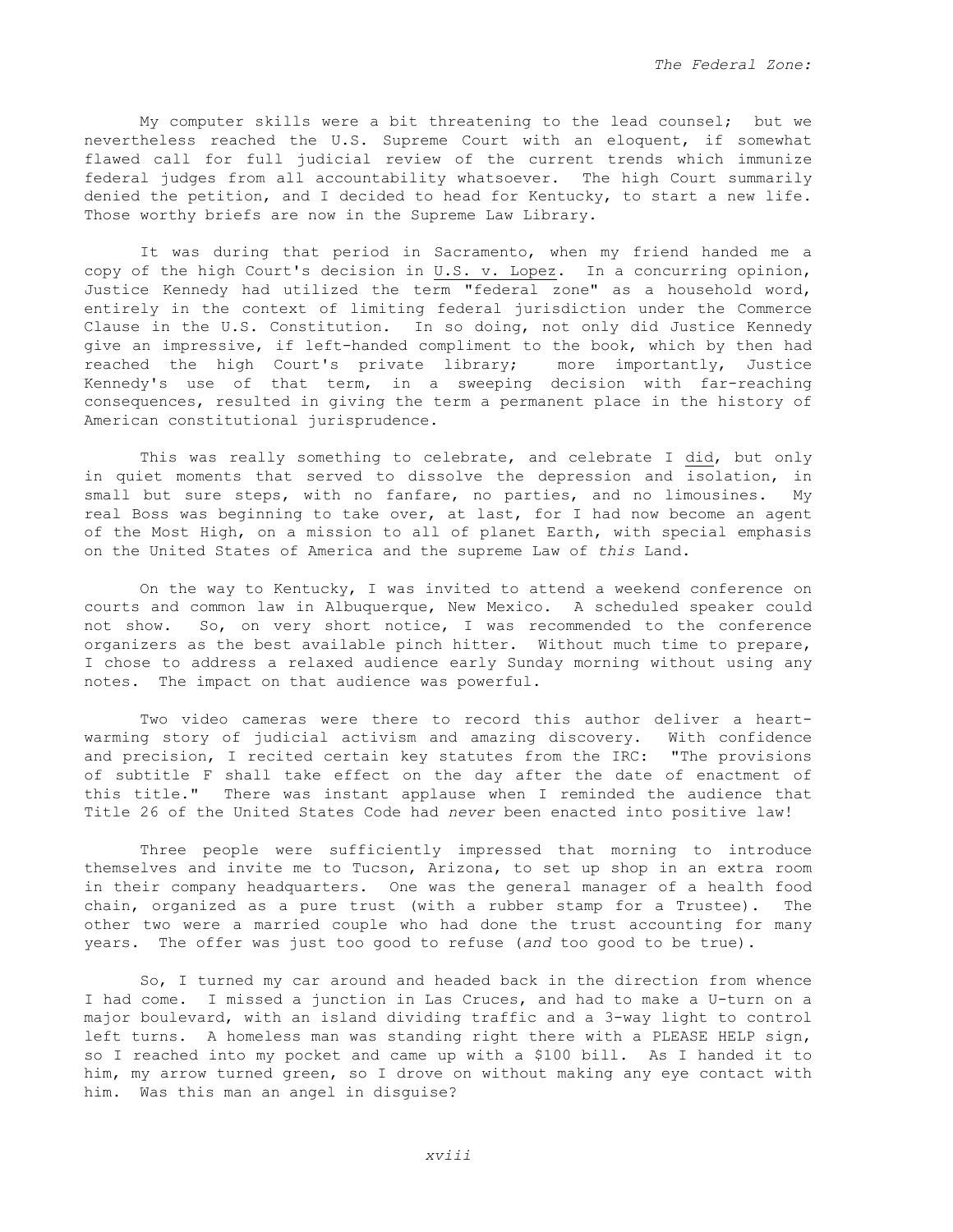My computer skills were a bit threatening to the lead counsel; but we nevertheless reached the U.S. Supreme Court with an eloquent, if somewhat flawed call for full judicial review of the current trends which immunize federal judges from all accountability whatsoever. The high Court summarily denied the petition, and I decided to head for Kentucky, to start a new life. Those worthy briefs are now in the Supreme Law Library.

It was during that period in Sacramento, when my friend handed me a copy of the high Court's decision in U.S. v. Lopez. In a concurring opinion, Justice Kennedy had utilized the term "federal zone" as a household word, entirely in the context of limiting federal jurisdiction under the Commerce Clause in the U.S. Constitution. In so doing, not only did Justice Kennedy give an impressive, if left-handed compliment to the book, which by then had reached the high Court's private library; more importantly, Justice Kennedy's use of that term, in a sweeping decision with far-reaching consequences, resulted in giving the term a permanent place in the history of American constitutional jurisprudence.

This was really something to celebrate, and celebrate I did, but only in quiet moments that served to dissolve the depression and isolation, in small but sure steps, with no fanfare, no parties, and no limousines. My real Boss was beginning to take over, at last, for I had now become an agent of the Most High, on a mission to all of planet Earth, with special emphasis on the United States of America and the supreme Law of *this* Land.

On the way to Kentucky, I was invited to attend a weekend conference on courts and common law in Albuquerque, New Mexico. A scheduled speaker could not show. So, on very short notice, I was recommended to the conference organizers as the best available pinch hitter. Without much time to prepare, I chose to address a relaxed audience early Sunday morning without using any notes. The impact on that audience was powerful.

Two video cameras were there to record this author deliver a heart-warming story of judicial activism and amazing discovery. With confidence and precision, I recited certain key statutes from the IRC: "The provisions of subtitle F shall take effect on the day after the date of enactment of this title." There was instant applause when I reminded the audience that Title 26 of the United States Code had *never* been enacted into positive law!

Three people were sufficiently impressed that morning to introduce themselves and invite me to Tucson, Arizona, to set up shop in an extra room in their company headquarters. One was the general manager of a health food chain, organized as a pure trust (with a rubber stamp for a Trustee). The other two were a married couple who had done the trust accounting for many years. The offer was just too good to refuse (*and* too good to be true).

So, I turned my car around and headed back in the direction from whence I had come. I missed a junction in Las Cruces, and had to make a U-turn on a major boulevard, with an island dividing traffic and a 3-way light to control left turns. A homeless man was standing right there with a PLEASE HELP sign, so I reached into my pocket and came up with a $100 bill. As I handed it to him, my arrow turned green, so I drove on without making any eye contact with him. Was this man an angel in disguise?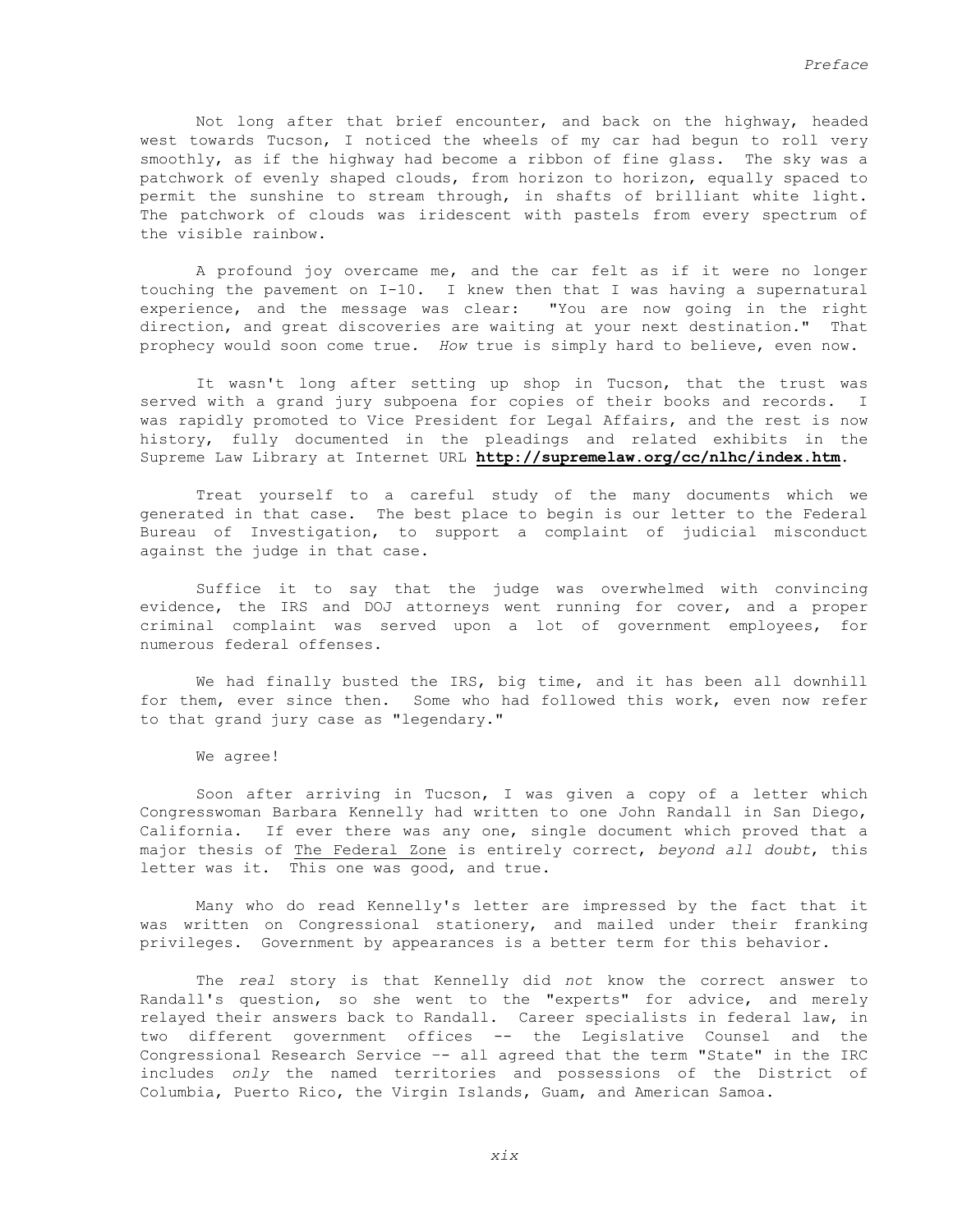Not long after that brief encounter, and back on the highway, headed west towards Tucson, I noticed the wheels of my car had begun to roll very smoothly, as if the highway had become a ribbon of fine glass. The sky was a patchwork of evenly shaped clouds, from horizon to horizon, equally spaced to permit the sunshine to stream through, in shafts of brilliant white light. The patchwork of clouds was iridescent with pastels from every spectrum of the visible rainbow.

A profound joy overcame me, and the car felt as if it were no longer touching the pavement on I-10. I knew then that I was having a supernatural experience, and the message was clear: "You are now going in the right direction, and great discoveries are waiting at your next destination." That prophecy would soon come true. *How* true is simply hard to believe, even now.

It wasn't long after setting up shop in Tucson, that the trust was served with a grand jury subpoena for copies of their books and records. I was rapidly promoted to Vice President for Legal Affairs, and the rest is now history, fully documented in the pleadings and related exhibits in the Supreme Law Library at Internet URL **http://supremelaw.org/cc/nlhc/index.htm**.

Treat yourself to a careful study of the many documents which we generated in that case. The best place to begin is our letter to the Federal Bureau of Investigation, to support a complaint of judicial misconduct against the judge in that case.

Suffice it to say that the judge was overwhelmed with convincing evidence, the IRS and DOJ attorneys went running for cover, and a proper criminal complaint was served upon a lot of government employees, for numerous federal offenses.

We had finally busted the IRS, big time, and it has been all downhill for them, ever since then. Some who had followed this work, even now refer to that grand jury case as "legendary."

We agree!

Soon after arriving in Tucson, I was given a copy of a letter which Congresswoman Barbara Kennelly had written to one John Randall in San Diego, California. If ever there was any one, single document which proved that a major thesis of <u>The Federal Zone</u> is entirely correct, *beyond all doubt*, this letter was it. This one was good, and true.

Many who do read Kennelly's letter are impressed by the fact that it was written on Congressional stationery, and mailed under their franking privileges. Government by appearances is a better term for this behavior.

The *real* story is that Kennelly did *not* know the correct answer to Randall's question, so she went to the "experts" for advice, and merely relayed their answers back to Randall. Career specialists in federal law, in two different government offices -- the Legislative Counsel and the Congressional Research Service -- all agreed that the term "State" in the IRC includes *only* the named territories and possessions of the District of Columbia, Puerto Rico, the Virgin Islands, Guam, and American Samoa.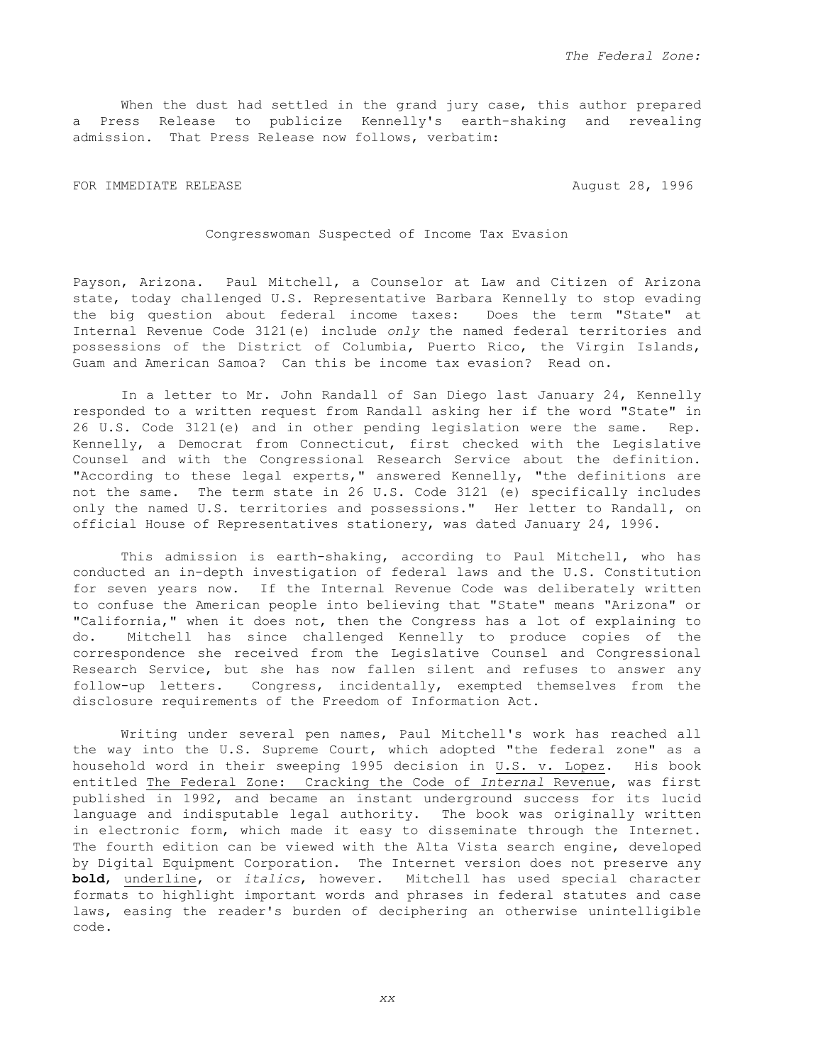When the dust had settled in the grand jury case, this author prepared a Press Release to publicize Kennelly's earth-shaking and revealing admission. That Press Release now follows, verbatim:

FOR IMMEDIATE RELEASE August 28, 1996

Congresswoman Suspected of Income Tax Evasion

Payson, Arizona. Paul Mitchell, a Counselor at Law and Citizen of Arizona state, today challenged U.S. Representative Barbara Kennelly to stop evading the big question about federal income taxes: Does the term "State" at Internal Revenue Code 3121(e) include *only* the named federal territories and possessions of the District of Columbia, Puerto Rico, the Virgin Islands, Guam and American Samoa? Can this be income tax evasion? Read on.

In a letter to Mr. John Randall of San Diego last January 24, Kennelly responded to a written request from Randall asking her if the word "State" in 26 U.S. Code 3121(e) and in other pending legislation were the same. Rep. Kennelly, a Democrat from Connecticut, first checked with the Legislative Counsel and with the Congressional Research Service about the definition. "According to these legal experts," answered Kennelly, "the definitions are not the same. The term state in 26 U.S. Code 3121 (e) specifically includes only the named U.S. territories and possessions." Her letter to Randall, on official House of Representatives stationery, was dated January 24, 1996.

This admission is earth-shaking, according to Paul Mitchell, who has conducted an in-depth investigation of federal laws and the U.S. Constitution for seven years now. If the Internal Revenue Code was deliberately written to confuse the American people into believing that "State" means "Arizona" or "California," when it does not, then the Congress has a lot of explaining to do. Mitchell has since challenged Kennelly to produce copies of the correspondence she received from the Legislative Counsel and Congressional Research Service, but she has now fallen silent and refuses to answer any follow-up letters. Congress, incidentally, exempted themselves from the disclosure requirements of the Freedom of Information Act.

Writing under several pen names, Paul Mitchell's work has reached all the way into the U.S. Supreme Court, which adopted "the federal zone" as a household word in their sweeping 1995 decision in <u>U.S. v. Lopez</u>. His book entitled <u>The Federal Zone: Cracking the Code of *Internal* Revenue</u>, was first published in 1992, and became an instant underground success for its lucid language and indisputable legal authority. The book was originally written in electronic form, which made it easy to disseminate through the Internet. The fourth edition can be viewed with the Alta Vista search engine, developed by Digital Equipment Corporation. The Internet version does not preserve any **bold**, <u>underline</u>, or *italics*, however. Mitchell has used special character formats to highlight important words and phrases in federal statutes and case laws, easing the reader's burden of deciphering an otherwise unintelligible code.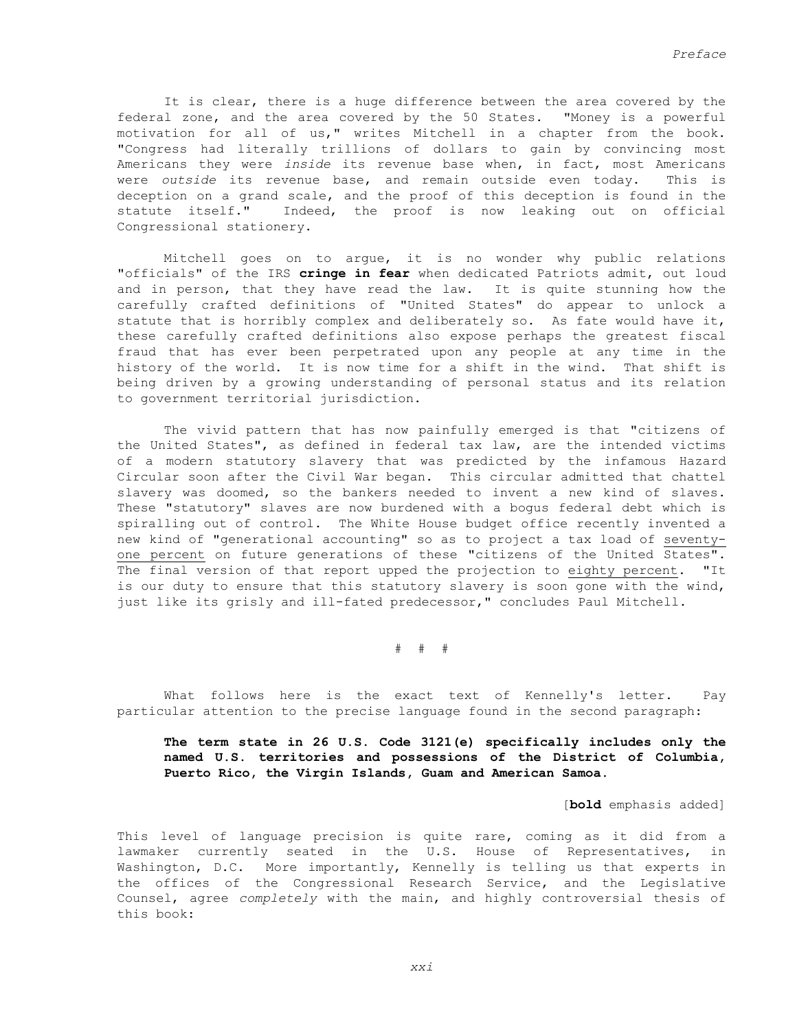It is clear, there is a huge difference between the area covered by the federal zone, and the area covered by the 50 States. "Money is a powerful motivation for all of us," writes Mitchell in a chapter from the book. "Congress had literally trillions of dollars to gain by convincing most Americans they were *inside* its revenue base when, in fact, most Americans were *outside* its revenue base, and remain outside even today. This is deception on a grand scale, and the proof of this deception is found in the statute itself." Indeed, the proof is now leaking out on official Congressional stationery.

Mitchell goes on to argue, it is no wonder why public relations "officials" of the IRS **cringe in fear** when dedicated Patriots admit, out loud and in person, that they have read the law. It is quite stunning how the carefully crafted definitions of "United States" do appear to unlock a statute that is horribly complex and deliberately so. As fate would have it, these carefully crafted definitions also expose perhaps the greatest fiscal fraud that has ever been perpetrated upon any people at any time in the history of the world. It is now time for a shift in the wind. That shift is being driven by a growing understanding of personal status and its relation to government territorial jurisdiction.

The vivid pattern that has now painfully emerged is that "citizens of the United States", as defined in federal tax law, are the intended victims of a modern statutory slavery that was predicted by the infamous Hazard Circular soon after the Civil War began. This circular admitted that chattel slavery was doomed, so the bankers needed to invent a new kind of slaves. These "statutory" slaves are now burdened with a bogus federal debt which is spiralling out of control. The White House budget office recently invented a new kind of "generational accounting" so as to project a tax load of <u>seventy-one percent</u> on future generations of these "citizens of the United States". The final version of that report upped the projection to <u>eighty percent</u>. "It is our duty to ensure that this statutory slavery is soon gone with the wind, just like its grisly and ill-fated predecessor," concludes Paul Mitchell.

# # #

What follows here is the exact text of Kennelly's letter. Pay particular attention to the precise language found in the second paragraph:

> **The term state in 26 U.S. Code 3121(e) specifically includes only the named U.S. territories and possessions of the District of Columbia, Puerto Rico, the Virgin Islands, Guam and American Samoa.**
>
> [**bold** emphasis added]

This level of language precision is quite rare, coming as it did from a lawmaker currently seated in the U.S. House of Representatives, in Washington, D.C. More importantly, Kennelly is telling us that experts in the offices of the Congressional Research Service, and the Legislative Counsel, agree *completely* with the main, and highly controversial thesis of this book: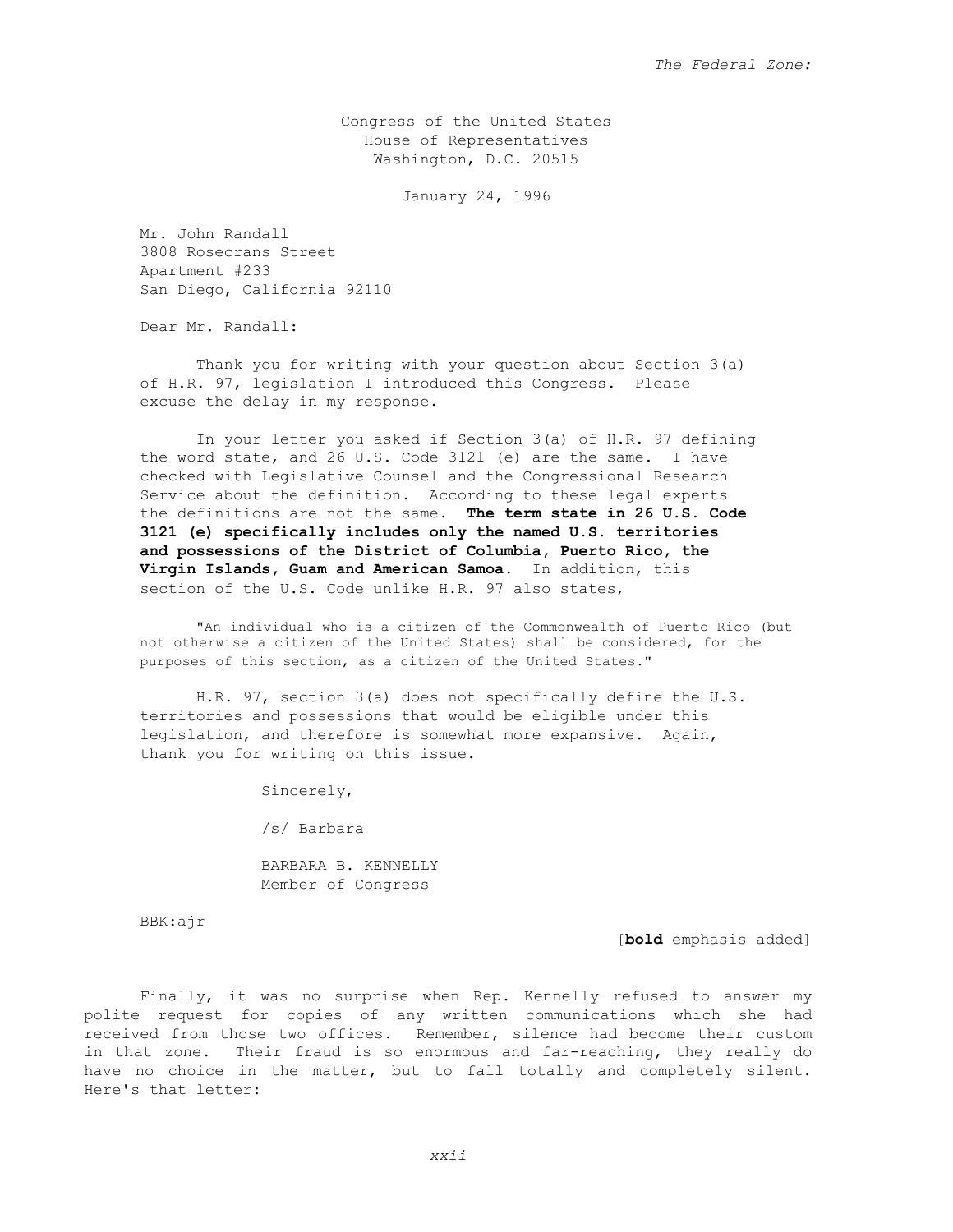Congress of the United States
House of Representatives
Washington, D.C. 20515

January 24, 1996

Mr. John Randall
3808 Rosecrans Street
Apartment #233
San Diego, California 92110

Dear Mr. Randall:

Thank you for writing with your question about Section 3(a) of H.R. 97, legislation I introduced this Congress. Please excuse the delay in my response.

In your letter you asked if Section 3(a) of H.R. 97 defining the word state, and 26 U.S. Code 3121 (e) are the same. I have checked with Legislative Counsel and the Congressional Research Service about the definition. According to these legal experts the definitions are not the same. **The term state in 26 U.S. Code 3121 (e) specifically includes only the named U.S. territories and possessions of the District of Columbia, Puerto Rico, the Virgin Islands, Guam and American Samoa.** In addition, this section of the U.S. Code unlike H.R. 97 also states,

> "An individual who is a citizen of the Commonwealth of Puerto Rico (but not otherwise a citizen of the United States) shall be considered, for the purposes of this section, as a citizen of the United States."

H.R. 97, section 3(a) does not specifically define the U.S. territories and possessions that would be eligible under this legislation, and therefore is somewhat more expansive. Again, thank you for writing on this issue.

Sincerely,

/s/ Barbara

BARBARA B. KENNELLY
Member of Congress

BBK:ajr

[**bold** emphasis added]

Finally, it was no surprise when Rep. Kennelly refused to answer my polite request for copies of any written communications which she had received from those two offices. Remember, silence had become their custom in that zone. Their fraud is so enormous and far-reaching, they really do have no choice in the matter, but to fall totally and completely silent. Here's that letter: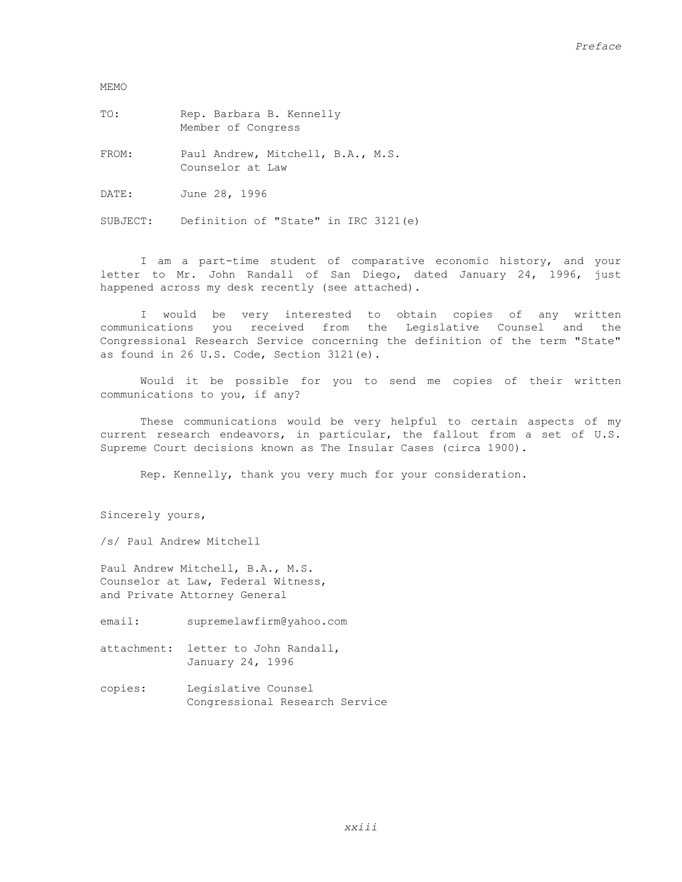MEMO

TO: Rep. Barbara B. Kennelly
Member of Congress

FROM: Paul Andrew, Mitchell, B.A., M.S.
Counselor at Law

DATE: June 28, 1996

SUBJECT: Definition of "State" in IRC 3121(e)

I am a part-time student of comparative economic history, and your letter to Mr. John Randall of San Diego, dated January 24, 1996, just happened across my desk recently (see attached).

I would be very interested to obtain copies of any written communications you received from the Legislative Counsel and the Congressional Research Service concerning the definition of the term "State" as found in 26 U.S. Code, Section 3121(e).

Would it be possible for you to send me copies of their written communications to you, if any?

These communications would be very helpful to certain aspects of my current research endeavors, in particular, the fallout from a set of U.S. Supreme Court decisions known as The Insular Cases (circa 1900).

Rep. Kennelly, thank you very much for your consideration.

Sincerely yours,

/s/ Paul Andrew Mitchell

Paul Andrew Mitchell, B.A., M.S.
Counselor at Law, Federal Witness,
and Private Attorney General

email: supremelawfirm@yahoo.com

attachment: letter to John Randall,
January 24, 1996

copies: Legislative Counsel
Congressional Research Service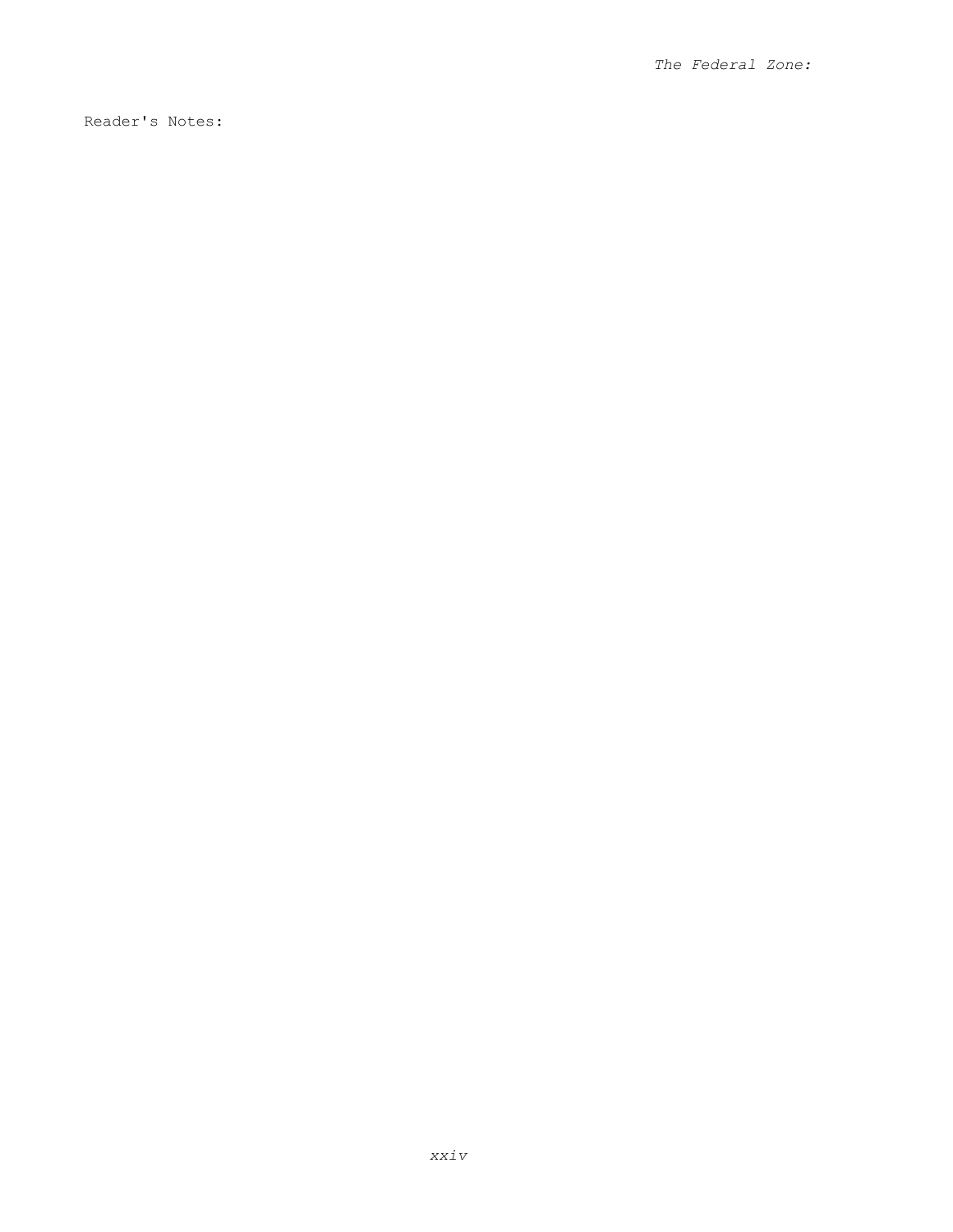Reader's Notes: